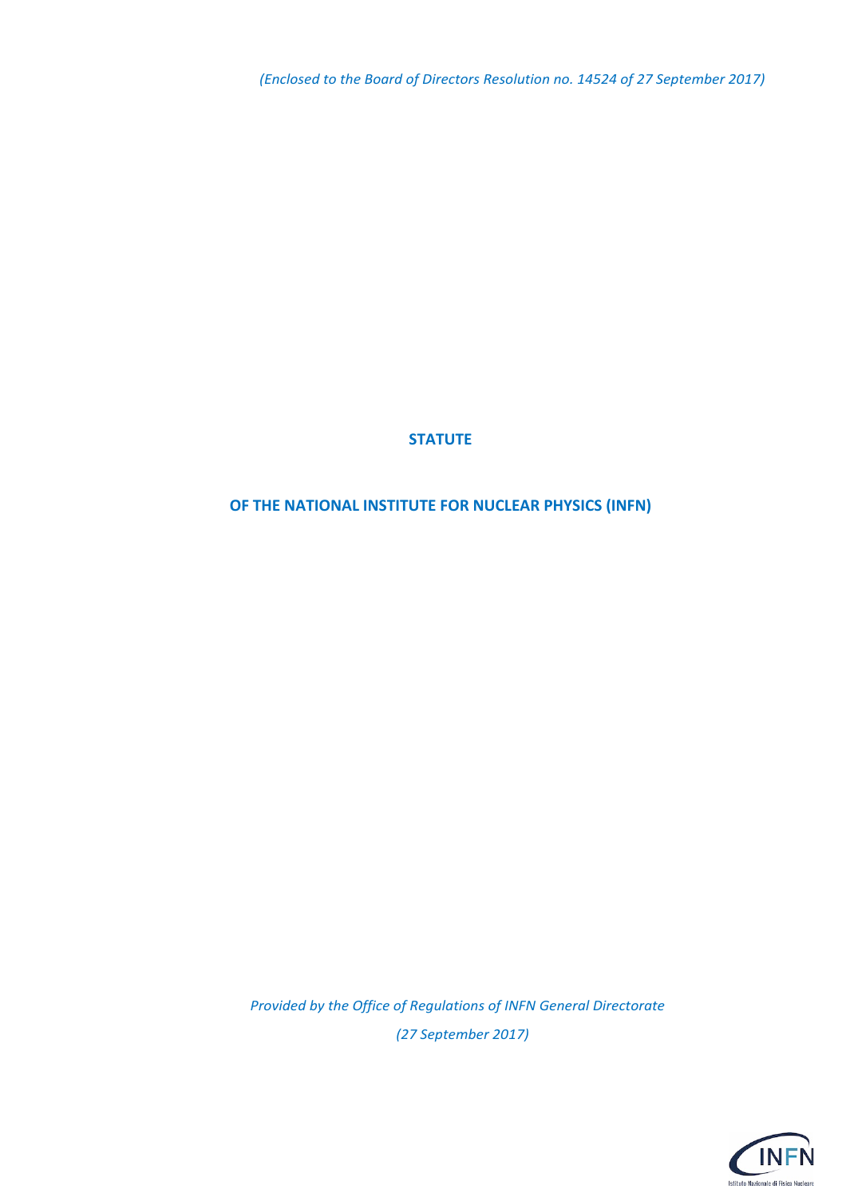*(Enclosed to the Board of Directors Resolution no. 14524 of 27 September 2017)*

# STATUTE

## OF THE NATIONAL INSTITUTE FOR NUCLEAR PHYSICS (INFN)

*Provided by the Office of Regulations of INFN General Directorate*

*(27 September 2017)*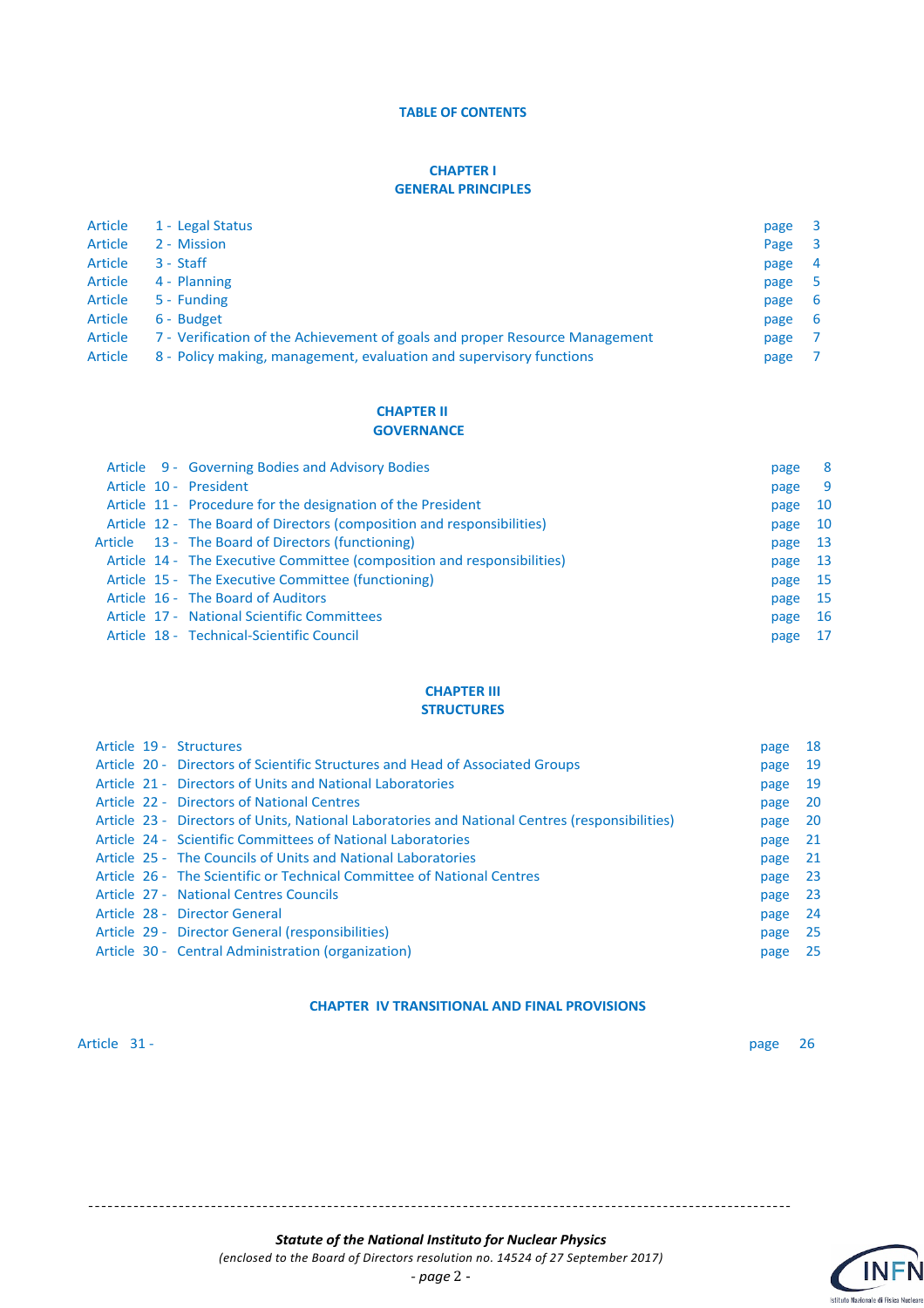## TABLE OF CONTENTS

### CHAPTER I
### GENERAL PRINCIPLES

| | | |
|---|---|---|
| Article | 1 - Legal Status | page 3 |
| Article | 2 - Mission | Page 3 |
| Article | 3 - Staff | page 4 |
| Article | 4 - Planning | page 5 |
| Article | 5 - Funding | page 6 |
| Article | 6 - Budget | page 6 |
| Article | 7 - Verification of the Achievement of goals and proper Resource Management | page 7 |
| Article | 8 - Policy making, management, evaluation and supervisory functions | page 7 |

### CHAPTER II
### GOVERNANCE

| | | |
|---|---|---|
| Article 9 - | Governing Bodies and Advisory Bodies | page 8 |
| Article 10 - | President | page 9 |
| Article 11 - | Procedure for the designation of the President | page 10 |
| Article 12 - | The Board of Directors (composition and responsibilities) | page 10 |
| Article 13 - | The Board of Directors (functioning) | page 13 |
| Article 14 - | The Executive Committee (composition and responsibilities) | page 13 |
| Article 15 - | The Executive Committee (functioning) | page 15 |
| Article 16 - | The Board of Auditors | page 15 |
| Article 17 - | National Scientific Committees | page 16 |
| Article 18 - | Technical-Scientific Council | page 17 |

### CHAPTER III
### STRUCTURES

| | | |
|---|---|---|
| Article 19 - | Structures | page 18 |
| Article 20 - | Directors of Scientific Structures and Head of Associated Groups | page 19 |
| Article 21 - | Directors of Units and National Laboratories | page 19 |
| Article 22 - | Directors of National Centres | page 20 |
| Article 23 - | Directors of Units, National Laboratories and National Centres (responsibilities) | page 20 |
| Article 24 - | Scientific Committees of National Laboratories | page 21 |
| Article 25 - | The Councils of Units and National Laboratories | page 21 |
| Article 26 - | The Scientific or Technical Committee of National Centres | page 23 |
| Article 27 - | National Centres Councils | page 23 |
| Article 28 - | Director General | page 24 |
| Article 29 - | Director General (responsibilities) | page 25 |
| Article 30 - | Central Administration (organization) | page 25 |

### CHAPTER IV TRANSITIONAL AND FINAL PROVISIONS

| | |
|---|---|
| Article 31 - | page 26 |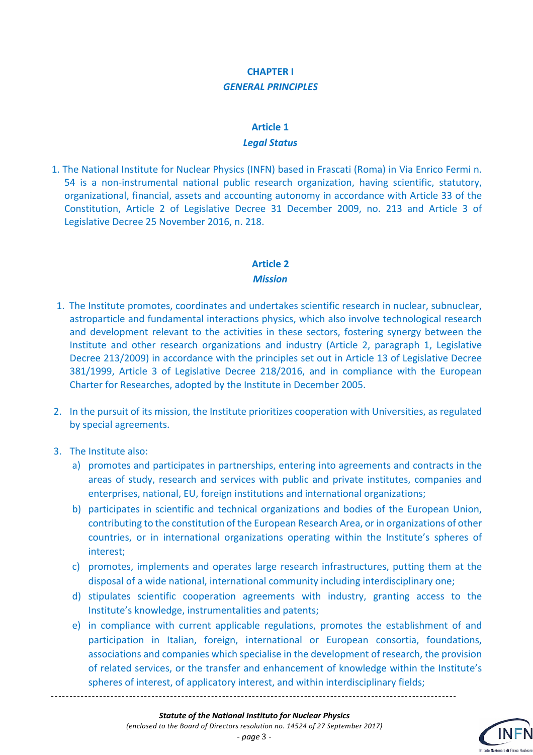# CHAPTER I
## *GENERAL PRINCIPLES*

### Article 1
#### *Legal Status*

1. The National Institute for Nuclear Physics (INFN) based in Frascati (Roma) in Via Enrico Fermi n. 54 is a non-instrumental national public research organization, having scientific, statutory, organizational, financial, assets and accounting autonomy in accordance with Article 33 of the Constitution, Article 2 of Legislative Decree 31 December 2009, no. 213 and Article 3 of Legislative Decree 25 November 2016, n. 218.

### Article 2
#### *Mission*

1. The Institute promotes, coordinates and undertakes scientific research in nuclear, subnuclear, astroparticle and fundamental interactions physics, which also involve technological research and development relevant to the activities in these sectors, fostering synergy between the Institute and other research organizations and industry (Article 2, paragraph 1, Legislative Decree 213/2009) in accordance with the principles set out in Article 13 of Legislative Decree 381/1999, Article 3 of Legislative Decree 218/2016, and in compliance with the European Charter for Researches, adopted by the Institute in December 2005.
2. In the pursuit of its mission, the Institute prioritizes cooperation with Universities, as regulated by special agreements.
3. The Institute also:
   a) promotes and participates in partnerships, entering into agreements and contracts in the areas of study, research and services with public and private institutes, companies and enterprises, national, EU, foreign institutions and international organizations;
   b) participates in scientific and technical organizations and bodies of the European Union, contributing to the constitution of the European Research Area, or in organizations of other countries, or in international organizations operating within the Institute's spheres of interest;
   c) promotes, implements and operates large research infrastructures, putting them at the disposal of a wide national, international community including interdisciplinary one;
   d) stipulates scientific cooperation agreements with industry, granting access to the Institute's knowledge, instrumentalities and patents;
   e) in compliance with current applicable regulations, promotes the establishment of and participation in Italian, foreign, international or European consortia, foundations, associations and companies which specialise in the development of research, the provision of related services, or the transfer and enhancement of knowledge within the Institute's spheres of interest, of applicatory interest, and within interdisciplinary fields;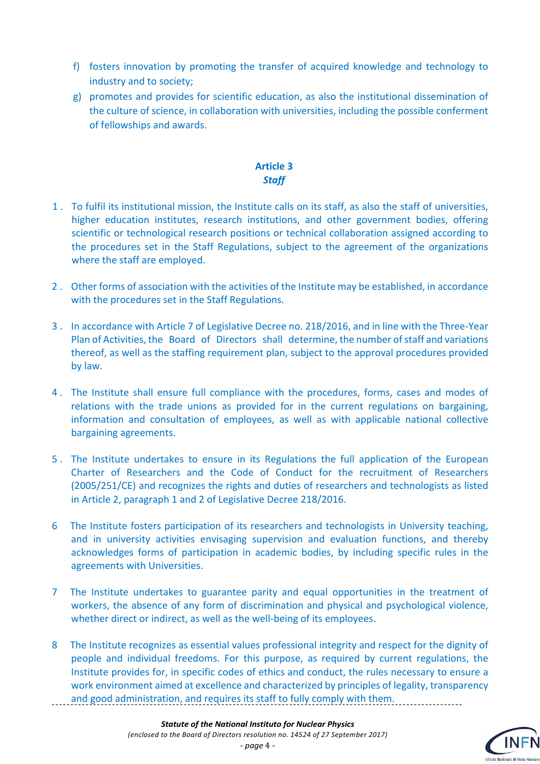f) fosters innovation by promoting the transfer of acquired knowledge and technology to industry and to society;

g) promotes and provides for scientific education, as also the institutional dissemination of the culture of science, in collaboration with universities, including the possible conferment of fellowships and awards.

## Article 3
### *Staff*

1. To fulfil its institutional mission, the Institute calls on its staff, as also the staff of universities, higher education institutes, research institutions, and other government bodies, offering scientific or technological research positions or technical collaboration assigned according to the procedures set in the Staff Regulations, subject to the agreement of the organizations where the staff are employed.

2. Other forms of association with the activities of the Institute may be established, in accordance with the procedures set in the Staff Regulations.

3. In accordance with Article 7 of Legislative Decree no. 218/2016, and in line with the Three-Year Plan of Activities, the Board of Directors shall determine, the number of staff and variations thereof, as well as the staffing requirement plan, subject to the approval procedures provided by law.

4. The Institute shall ensure full compliance with the procedures, forms, cases and modes of relations with the trade unions as provided for in the current regulations on bargaining, information and consultation of employees, as well as with applicable national collective bargaining agreements.

5. The Institute undertakes to ensure in its Regulations the full application of the European Charter of Researchers and the Code of Conduct for the recruitment of Researchers (2005/251/CE) and recognizes the rights and duties of researchers and technologists as listed in Article 2, paragraph 1 and 2 of Legislative Decree 218/2016.

6. The Institute fosters participation of its researchers and technologists in University teaching, and in university activities envisaging supervision and evaluation functions, and thereby acknowledges forms of participation in academic bodies, by including specific rules in the agreements with Universities.

7. The Institute undertakes to guarantee parity and equal opportunities in the treatment of workers, the absence of any form of discrimination and physical and psychological violence, whether direct or indirect, as well as the well-being of its employees.

8. The Institute recognizes as essential values professional integrity and respect for the dignity of people and individual freedoms. For this purpose, as required by current regulations, the Institute provides for, in specific codes of ethics and conduct, the rules necessary to ensure a work environment aimed at excellence and characterized by principles of legality, transparency and good administration, and requires its staff to fully comply with them.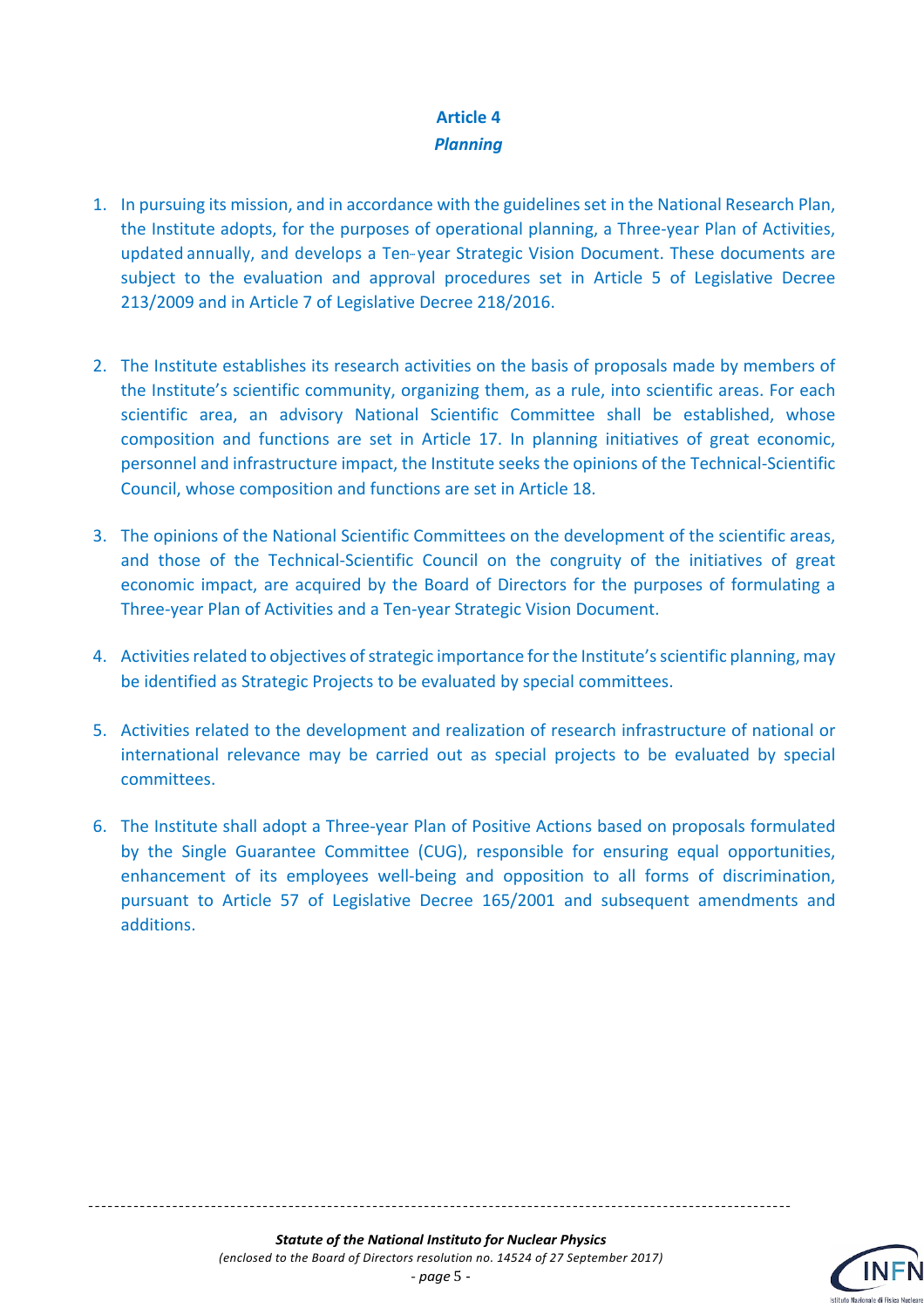## Article 4
### *Planning*

1. In pursuing its mission, and in accordance with the guidelines set in the National Research Plan, the Institute adopts, for the purposes of operational planning, a Three-year Plan of Activities, updated annually, and develops a Ten-year Strategic Vision Document. These documents are subject to the evaluation and approval procedures set in Article 5 of Legislative Decree 213/2009 and in Article 7 of Legislative Decree 218/2016.

2. The Institute establishes its research activities on the basis of proposals made by members of the Institute's scientific community, organizing them, as a rule, into scientific areas. For each scientific area, an advisory National Scientific Committee shall be established, whose composition and functions are set in Article 17. In planning initiatives of great economic, personnel and infrastructure impact, the Institute seeks the opinions of the Technical-Scientific Council, whose composition and functions are set in Article 18.

3. The opinions of the National Scientific Committees on the development of the scientific areas, and those of the Technical-Scientific Council on the congruity of the initiatives of great economic impact, are acquired by the Board of Directors for the purposes of formulating a Three-year Plan of Activities and a Ten-year Strategic Vision Document.

4. Activities related to objectives of strategic importance for the Institute's scientific planning, may be identified as Strategic Projects to be evaluated by special committees.

5. Activities related to the development and realization of research infrastructure of national or international relevance may be carried out as special projects to be evaluated by special committees.

6. The Institute shall adopt a Three-year Plan of Positive Actions based on proposals formulated by the Single Guarantee Committee (CUG), responsible for ensuring equal opportunities, enhancement of its employees well-being and opposition to all forms of discrimination, pursuant to Article 57 of Legislative Decree 165/2001 and subsequent amendments and additions.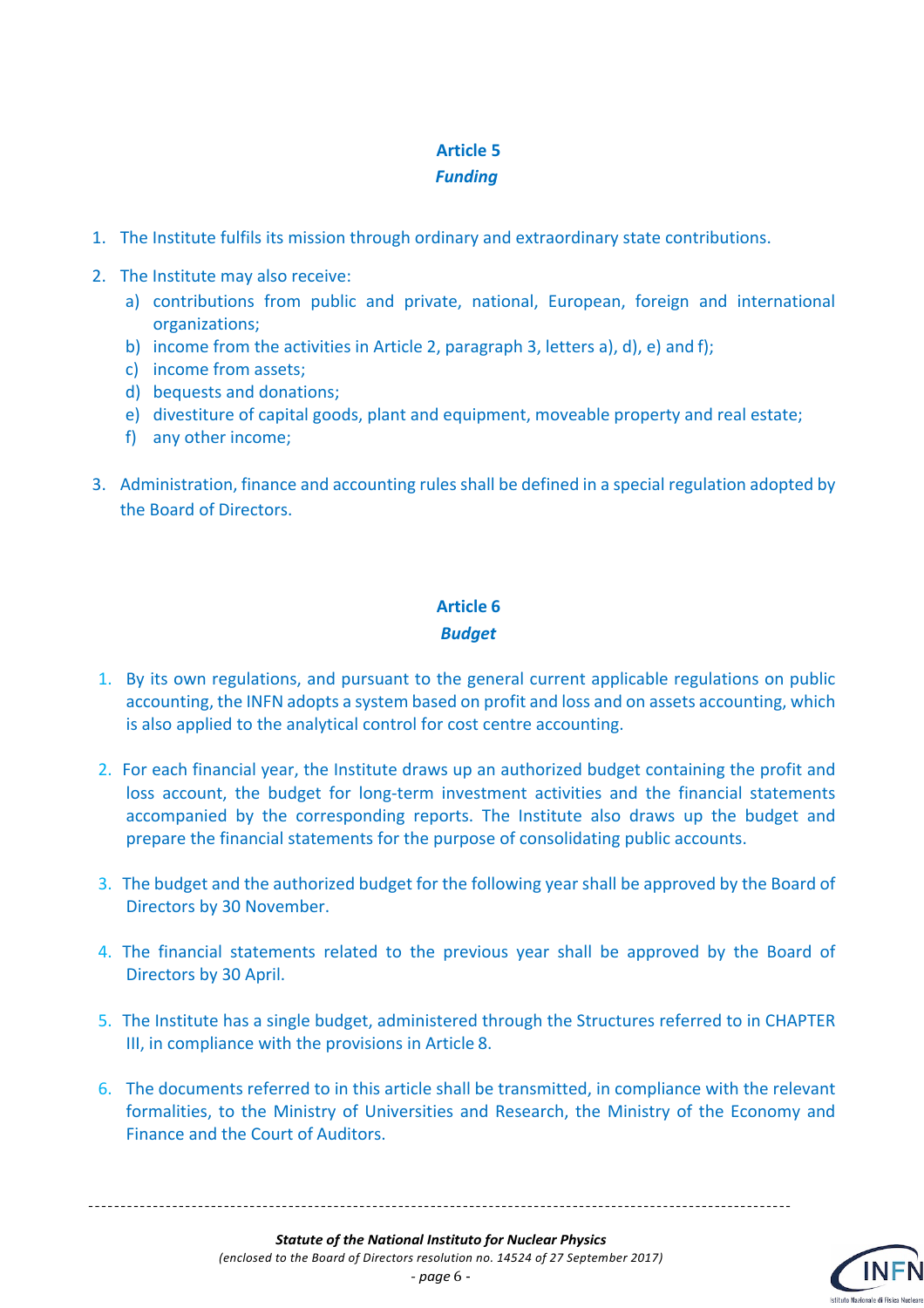## Article 5
### *Funding*

1. The Institute fulfils its mission through ordinary and extraordinary state contributions.
2. The Institute may also receive:
   a) contributions from public and private, national, European, foreign and international organizations;
   b) income from the activities in Article 2, paragraph 3, letters a), d), e) and f);
   c) income from assets;
   d) bequests and donations;
   e) divestiture of capital goods, plant and equipment, moveable property and real estate;
   f) any other income;
3. Administration, finance and accounting rules shall be defined in a special regulation adopted by the Board of Directors.

## Article 6
### *Budget*

1. By its own regulations, and pursuant to the general current applicable regulations on public accounting, the INFN adopts a system based on profit and loss and on assets accounting, which is also applied to the analytical control for cost centre accounting.
2. For each financial year, the Institute draws up an authorized budget containing the profit and loss account, the budget for long-term investment activities and the financial statements accompanied by the corresponding reports. The Institute also draws up the budget and prepare the financial statements for the purpose of consolidating public accounts.
3. The budget and the authorized budget for the following year shall be approved by the Board of Directors by 30 November.
4. The financial statements related to the previous year shall be approved by the Board of Directors by 30 April.
5. The Institute has a single budget, administered through the Structures referred to in CHAPTER III, in compliance with the provisions in Article 8.
6. The documents referred to in this article shall be transmitted, in compliance with the relevant formalities, to the Ministry of Universities and Research, the Ministry of the Economy and Finance and the Court of Auditors.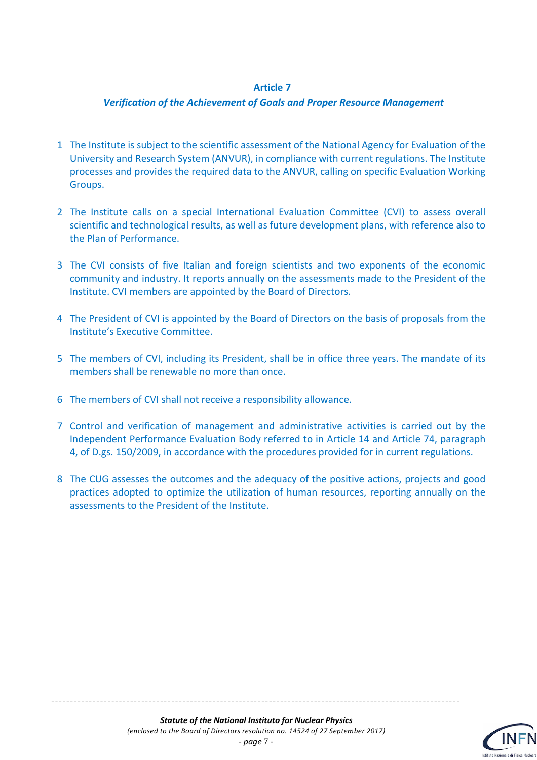## Article 7

### *Verification of the Achievement of Goals and Proper Resource Management*

1. The Institute is subject to the scientific assessment of the National Agency for Evaluation of the University and Research System (ANVUR), in compliance with current regulations. The Institute processes and provides the required data to the ANVUR, calling on specific Evaluation Working Groups.

2. The Institute calls on a special International Evaluation Committee (CVI) to assess overall scientific and technological results, as well as future development plans, with reference also to the Plan of Performance.

3. The CVI consists of five Italian and foreign scientists and two exponents of the economic community and industry. It reports annually on the assessments made to the President of the Institute. CVI members are appointed by the Board of Directors.

4. The President of CVI is appointed by the Board of Directors on the basis of proposals from the Institute's Executive Committee.

5. The members of CVI, including its President, shall be in office three years. The mandate of its members shall be renewable no more than once.

6. The members of CVI shall not receive a responsibility allowance.

7. Control and verification of management and administrative activities is carried out by the Independent Performance Evaluation Body referred to in Article 14 and Article 74, paragraph 4, of D.gs. 150/2009, in accordance with the procedures provided for in current regulations.

8. The CUG assesses the outcomes and the adequacy of the positive actions, projects and good practices adopted to optimize the utilization of human resources, reporting annually on the assessments to the President of the Institute.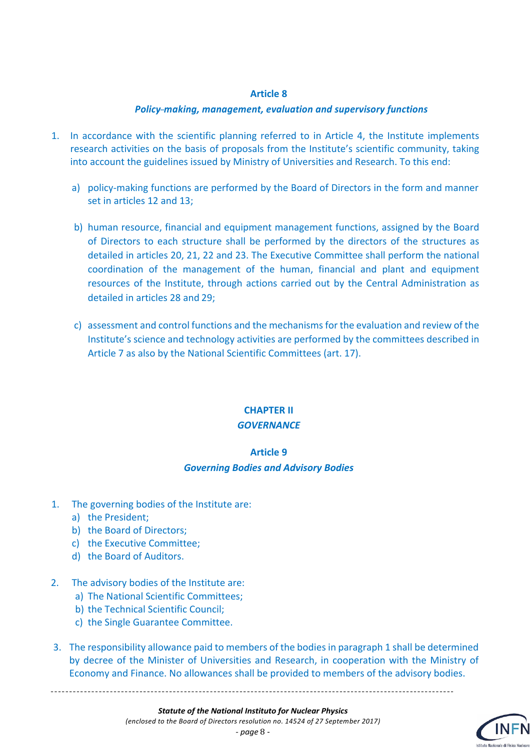## Article 8

### *Policy-making, management, evaluation and supervisory functions*

1. In accordance with the scientific planning referred to in Article 4, the Institute implements research activities on the basis of proposals from the Institute's scientific community, taking into account the guidelines issued by Ministry of Universities and Research. To this end:

   a) policy-making functions are performed by the Board of Directors in the form and manner set in articles 12 and 13;

   b) human resource, financial and equipment management functions, assigned by the Board of Directors to each structure shall be performed by the directors of the structures as detailed in articles 20, 21, 22 and 23. The Executive Committee shall perform the national coordination of the management of the human, financial and plant and equipment resources of the Institute, through actions carried out by the Central Administration as detailed in articles 28 and 29;

   c) assessment and control functions and the mechanisms for the evaluation and review of the Institute's science and technology activities are performed by the committees described in Article 7 as also by the National Scientific Committees (art. 17).

# CHAPTER II

## *GOVERNANCE*

## Article 9

### *Governing Bodies and Advisory Bodies*

1. The governing bodies of the Institute are:
   a) the President;
   b) the Board of Directors;
   c) the Executive Committee;
   d) the Board of Auditors.

2. The advisory bodies of the Institute are:
   a) The National Scientific Committees;
   b) the Technical Scientific Council;
   c) the Single Guarantee Committee.

3. The responsibility allowance paid to members of the bodies in paragraph 1 shall be determined by decree of the Minister of Universities and Research, in cooperation with the Ministry of Economy and Finance. No allowances shall be provided to members of the advisory bodies.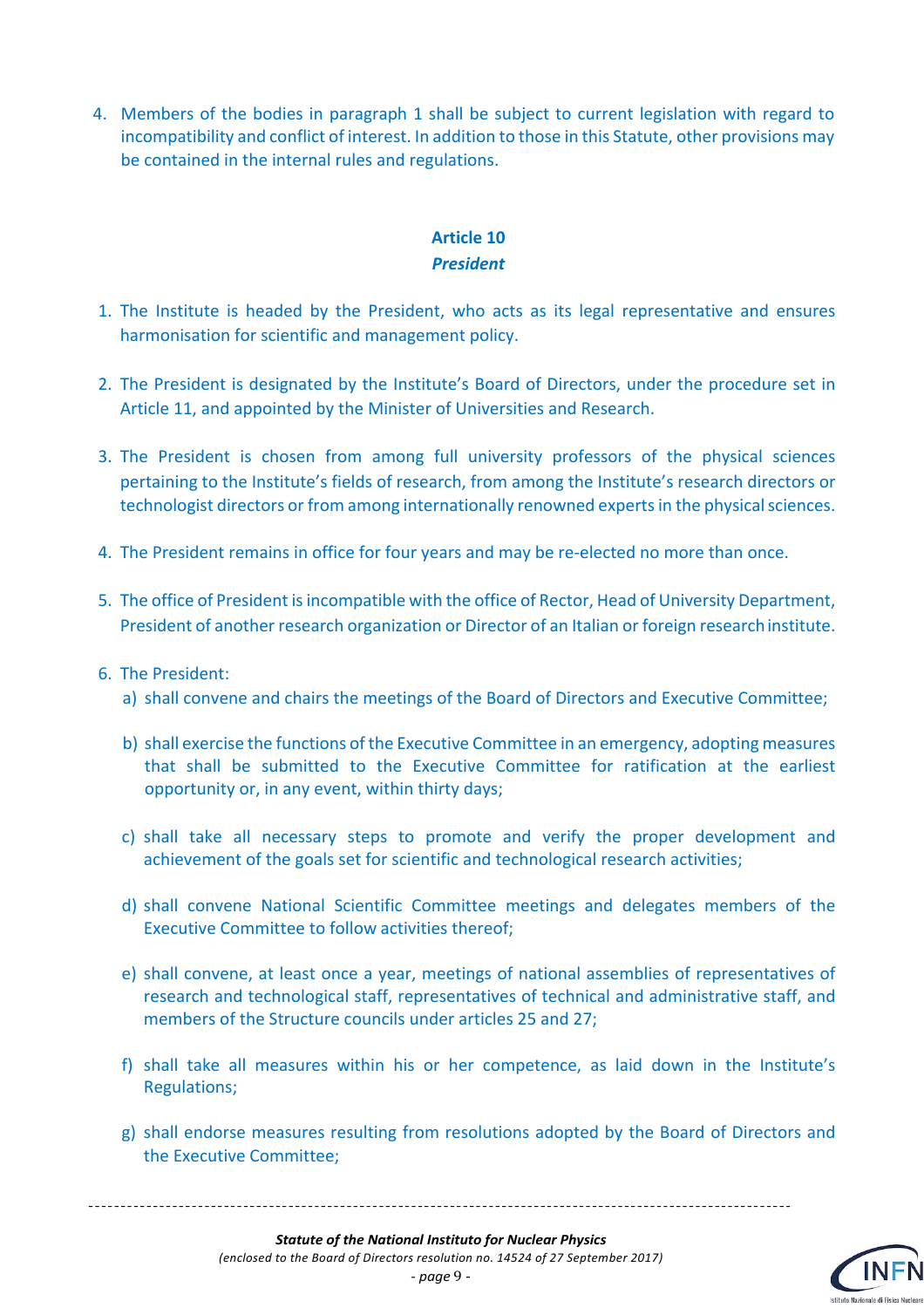4. Members of the bodies in paragraph 1 shall be subject to current legislation with regard to incompatibility and conflict of interest. In addition to those in this Statute, other provisions may be contained in the internal rules and regulations.

## Article 10
### *President*

1. The Institute is headed by the President, who acts as its legal representative and ensures harmonisation for scientific and management policy.

2. The President is designated by the Institute's Board of Directors, under the procedure set in Article 11, and appointed by the Minister of Universities and Research.

3. The President is chosen from among full university professors of the physical sciences pertaining to the Institute's fields of research, from among the Institute's research directors or technologist directors or from among internationally renowned experts in the physical sciences.

4. The President remains in office for four years and may be re-elected no more than once.

5. The office of President is incompatible with the office of Rector, Head of University Department, President of another research organization or Director of an Italian or foreign research institute.

6. The President:
   a) shall convene and chairs the meetings of the Board of Directors and Executive Committee;

   b) shall exercise the functions of the Executive Committee in an emergency, adopting measures that shall be submitted to the Executive Committee for ratification at the earliest opportunity or, in any event, within thirty days;

   c) shall take all necessary steps to promote and verify the proper development and achievement of the goals set for scientific and technological research activities;

   d) shall convene National Scientific Committee meetings and delegates members of the Executive Committee to follow activities thereof;

   e) shall convene, at least once a year, meetings of national assemblies of representatives of research and technological staff, representatives of technical and administrative staff, and members of the Structure councils under articles 25 and 27;

   f) shall take all measures within his or her competence, as laid down in the Institute's Regulations;

   g) shall endorse measures resulting from resolutions adopted by the Board of Directors and the Executive Committee;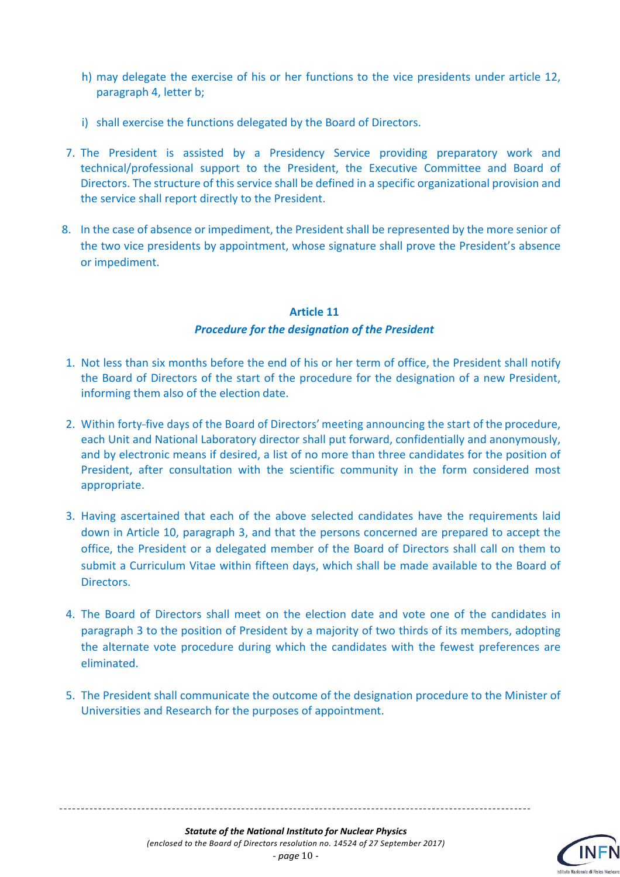h) may delegate the exercise of his or her functions to the vice presidents under article 12, paragraph 4, letter b;

i) shall exercise the functions delegated by the Board of Directors.

7. The President is assisted by a Presidency Service providing preparatory work and technical/professional support to the President, the Executive Committee and Board of Directors. The structure of this service shall be defined in a specific organizational provision and the service shall report directly to the President.

8. In the case of absence or impediment, the President shall be represented by the more senior of the two vice presidents by appointment, whose signature shall prove the President's absence or impediment.

### Article 11
### *Procedure for the designation of the President*

1. Not less than six months before the end of his or her term of office, the President shall notify the Board of Directors of the start of the procedure for the designation of a new President, informing them also of the election date.

2. Within forty-five days of the Board of Directors' meeting announcing the start of the procedure, each Unit and National Laboratory director shall put forward, confidentially and anonymously, and by electronic means if desired, a list of no more than three candidates for the position of President, after consultation with the scientific community in the form considered most appropriate.

3. Having ascertained that each of the above selected candidates have the requirements laid down in Article 10, paragraph 3, and that the persons concerned are prepared to accept the office, the President or a delegated member of the Board of Directors shall call on them to submit a Curriculum Vitae within fifteen days, which shall be made available to the Board of Directors.

4. The Board of Directors shall meet on the election date and vote one of the candidates in paragraph 3 to the position of President by a majority of two thirds of its members, adopting the alternate vote procedure during which the candidates with the fewest preferences are eliminated.

5. The President shall communicate the outcome of the designation procedure to the Minister of Universities and Research for the purposes of appointment.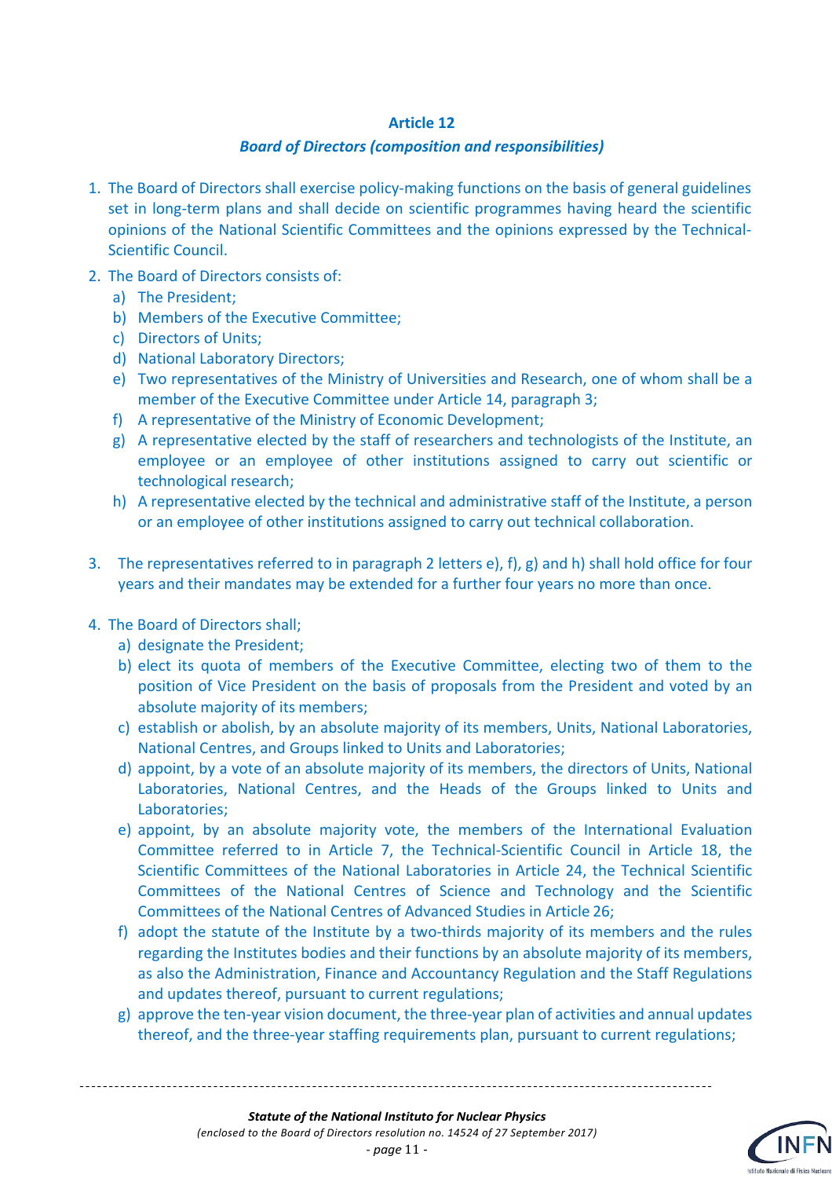## Article 12

### *Board of Directors (composition and responsibilities)*

1. The Board of Directors shall exercise policy-making functions on the basis of general guidelines set in long-term plans and shall decide on scientific programmes having heard the scientific opinions of the National Scientific Committees and the opinions expressed by the Technical-Scientific Council.
2. The Board of Directors consists of:
   a) The President;
   b) Members of the Executive Committee;
   c) Directors of Units;
   d) National Laboratory Directors;
   e) Two representatives of the Ministry of Universities and Research, one of whom shall be a member of the Executive Committee under Article 14, paragraph 3;
   f) A representative of the Ministry of Economic Development;
   g) A representative elected by the staff of researchers and technologists of the Institute, an employee or an employee of other institutions assigned to carry out scientific or technological research;
   h) A representative elected by the technical and administrative staff of the Institute, a person or an employee of other institutions assigned to carry out technical collaboration.
3. The representatives referred to in paragraph 2 letters e), f), g) and h) shall hold office for four years and their mandates may be extended for a further four years no more than once.
4. The Board of Directors shall;
   a) designate the President;
   b) elect its quota of members of the Executive Committee, electing two of them to the position of Vice President on the basis of proposals from the President and voted by an absolute majority of its members;
   c) establish or abolish, by an absolute majority of its members, Units, National Laboratories, National Centres, and Groups linked to Units and Laboratories;
   d) appoint, by a vote of an absolute majority of its members, the directors of Units, National Laboratories, National Centres, and the Heads of the Groups linked to Units and Laboratories;
   e) appoint, by an absolute majority vote, the members of the International Evaluation Committee referred to in Article 7, the Technical-Scientific Council in Article 18, the Scientific Committees of the National Laboratories in Article 24, the Technical Scientific Committees of the National Centres of Science and Technology and the Scientific Committees of the National Centres of Advanced Studies in Article 26;
   f) adopt the statute of the Institute by a two-thirds majority of its members and the rules regarding the Institutes bodies and their functions by an absolute majority of its members, as also the Administration, Finance and Accountancy Regulation and the Staff Regulations and updates thereof, pursuant to current regulations;
   g) approve the ten-year vision document, the three-year plan of activities and annual updates thereof, and the three-year staffing requirements plan, pursuant to current regulations;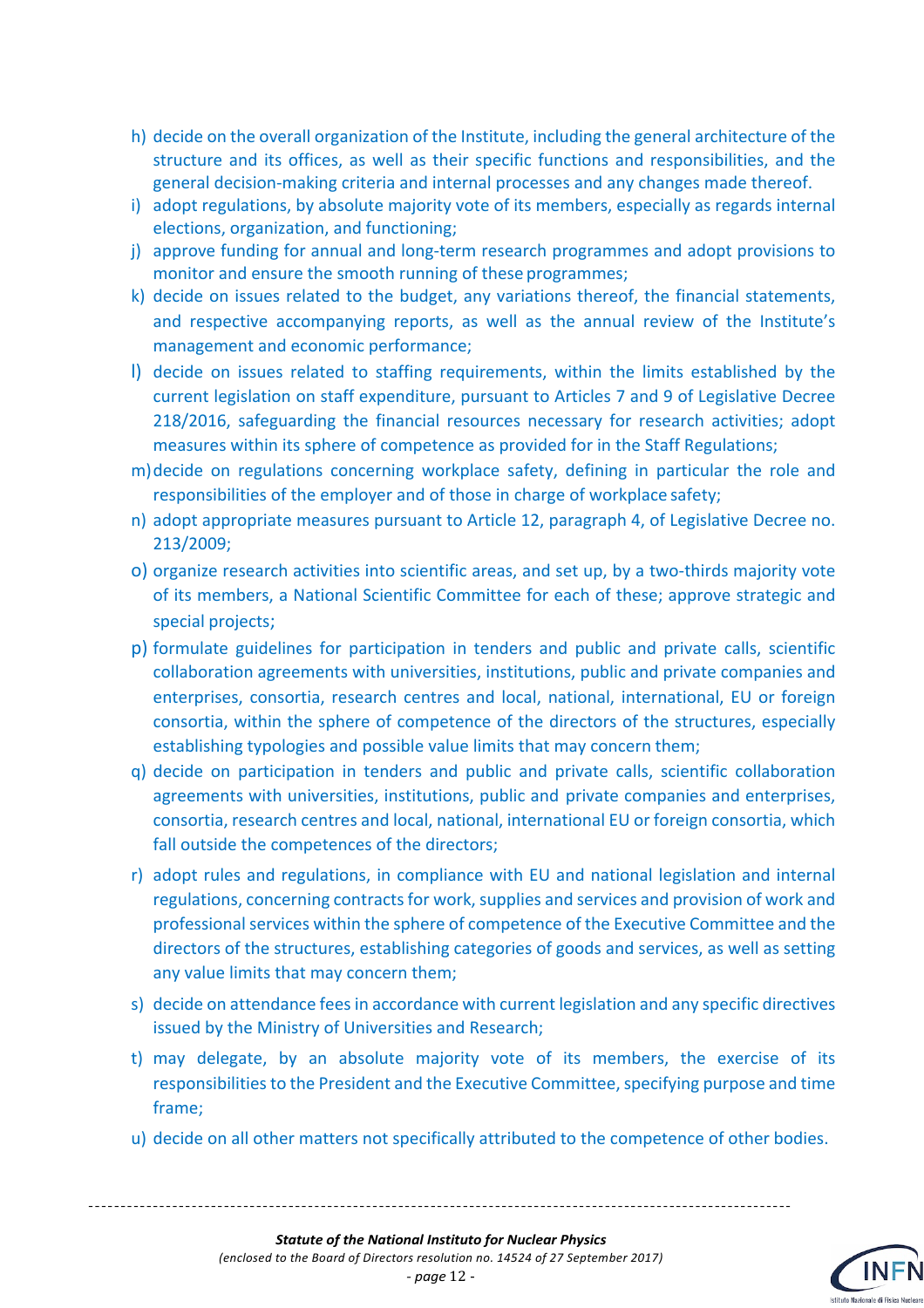h) decide on the overall organization of the Institute, including the general architecture of the structure and its offices, as well as their specific functions and responsibilities, and the general decision-making criteria and internal processes and any changes made thereof.

i) adopt regulations, by absolute majority vote of its members, especially as regards internal elections, organization, and functioning;

j) approve funding for annual and long-term research programmes and adopt provisions to monitor and ensure the smooth running of these programmes;

k) decide on issues related to the budget, any variations thereof, the financial statements, and respective accompanying reports, as well as the annual review of the Institute's management and economic performance;

l) decide on issues related to staffing requirements, within the limits established by the current legislation on staff expenditure, pursuant to Articles 7 and 9 of Legislative Decree 218/2016, safeguarding the financial resources necessary for research activities; adopt measures within its sphere of competence as provided for in the Staff Regulations;

m) decide on regulations concerning workplace safety, defining in particular the role and responsibilities of the employer and of those in charge of workplace safety;

n) adopt appropriate measures pursuant to Article 12, paragraph 4, of Legislative Decree no. 213/2009;

o) organize research activities into scientific areas, and set up, by a two-thirds majority vote of its members, a National Scientific Committee for each of these; approve strategic and special projects;

p) formulate guidelines for participation in tenders and public and private calls, scientific collaboration agreements with universities, institutions, public and private companies and enterprises, consortia, research centres and local, national, international, EU or foreign consortia, within the sphere of competence of the directors of the structures, especially establishing typologies and possible value limits that may concern them;

q) decide on participation in tenders and public and private calls, scientific collaboration agreements with universities, institutions, public and private companies and enterprises, consortia, research centres and local, national, international EU or foreign consortia, which fall outside the competences of the directors;

r) adopt rules and regulations, in compliance with EU and national legislation and internal regulations, concerning contracts for work, supplies and services and provision of work and professional services within the sphere of competence of the Executive Committee and the directors of the structures, establishing categories of goods and services, as well as setting any value limits that may concern them;

s) decide on attendance fees in accordance with current legislation and any specific directives issued by the Ministry of Universities and Research;

t) may delegate, by an absolute majority vote of its members, the exercise of its responsibilities to the President and the Executive Committee, specifying purpose and time frame;

u) decide on all other matters not specifically attributed to the competence of other bodies.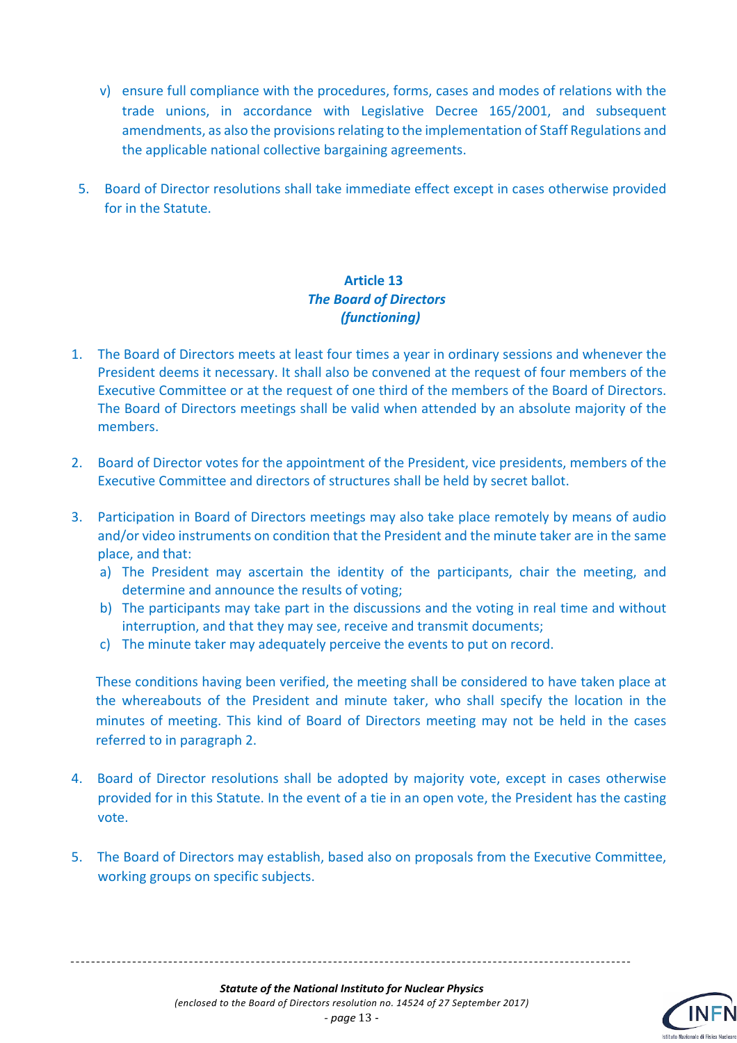v) ensure full compliance with the procedures, forms, cases and modes of relations with the trade unions, in accordance with Legislative Decree 165/2001, and subsequent amendments, as also the provisions relating to the implementation of Staff Regulations and the applicable national collective bargaining agreements.

5. Board of Director resolutions shall take immediate effect except in cases otherwise provided for in the Statute.

## Article 13
### *The Board of Directors (functioning)*

1. The Board of Directors meets at least four times a year in ordinary sessions and whenever the President deems it necessary. It shall also be convened at the request of four members of the Executive Committee or at the request of one third of the members of the Board of Directors. The Board of Directors meetings shall be valid when attended by an absolute majority of the members.

2. Board of Director votes for the appointment of the President, vice presidents, members of the Executive Committee and directors of structures shall be held by secret ballot.

3. Participation in Board of Directors meetings may also take place remotely by means of audio and/or video instruments on condition that the President and the minute taker are in the same place, and that:
   a) The President may ascertain the identity of the participants, chair the meeting, and determine and announce the results of voting;
   b) The participants may take part in the discussions and the voting in real time and without interruption, and that they may see, receive and transmit documents;
   c) The minute taker may adequately perceive the events to put on record.

   These conditions having been verified, the meeting shall be considered to have taken place at the whereabouts of the President and minute taker, who shall specify the location in the minutes of meeting. This kind of Board of Directors meeting may not be held in the cases referred to in paragraph 2.

4. Board of Director resolutions shall be adopted by majority vote, except in cases otherwise provided for in this Statute. In the event of a tie in an open vote, the President has the casting vote.

5. The Board of Directors may establish, based also on proposals from the Executive Committee, working groups on specific subjects.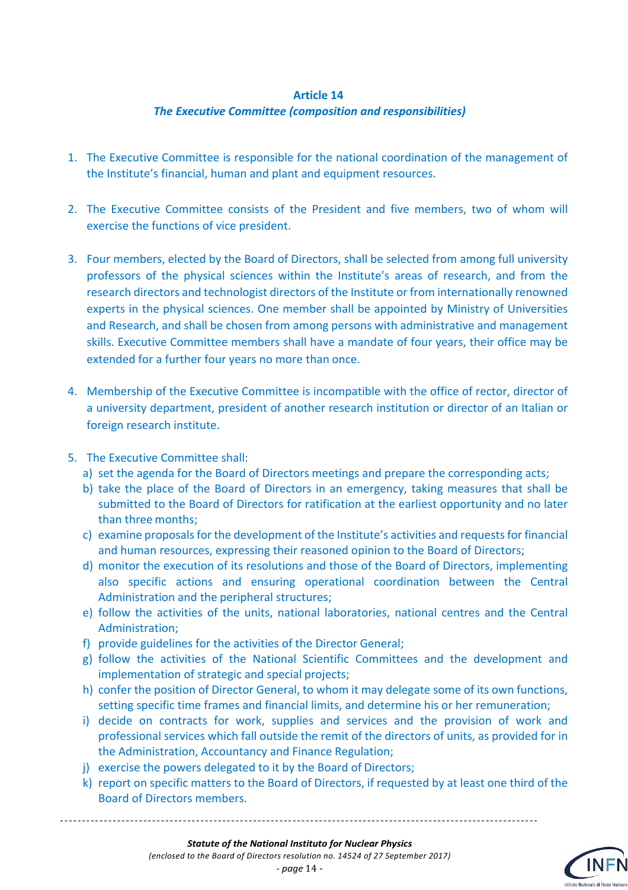## Article 14

### *The Executive Committee (composition and responsibilities)*

1. The Executive Committee is responsible for the national coordination of the management of the Institute's financial, human and plant and equipment resources.

2. The Executive Committee consists of the President and five members, two of whom will exercise the functions of vice president.

3. Four members, elected by the Board of Directors, shall be selected from among full university professors of the physical sciences within the Institute's areas of research, and from the research directors and technologist directors of the Institute or from internationally renowned experts in the physical sciences. One member shall be appointed by Ministry of Universities and Research, and shall be chosen from among persons with administrative and management skills. Executive Committee members shall have a mandate of four years, their office may be extended for a further four years no more than once.

4. Membership of the Executive Committee is incompatible with the office of rector, director of a university department, president of another research institution or director of an Italian or foreign research institute.

5. The Executive Committee shall:
   a) set the agenda for the Board of Directors meetings and prepare the corresponding acts;
   b) take the place of the Board of Directors in an emergency, taking measures that shall be submitted to the Board of Directors for ratification at the earliest opportunity and no later than three months;
   c) examine proposals for the development of the Institute's activities and requests for financial and human resources, expressing their reasoned opinion to the Board of Directors;
   d) monitor the execution of its resolutions and those of the Board of Directors, implementing also specific actions and ensuring operational coordination between the Central Administration and the peripheral structures;
   e) follow the activities of the units, national laboratories, national centres and the Central Administration;
   f) provide guidelines for the activities of the Director General;
   g) follow the activities of the National Scientific Committees and the development and implementation of strategic and special projects;
   h) confer the position of Director General, to whom it may delegate some of its own functions, setting specific time frames and financial limits, and determine his or her remuneration;
   i) decide on contracts for work, supplies and services and the provision of work and professional services which fall outside the remit of the directors of units, as provided for in the Administration, Accountancy and Finance Regulation;
   j) exercise the powers delegated to it by the Board of Directors;
   k) report on specific matters to the Board of Directors, if requested by at least one third of the Board of Directors members.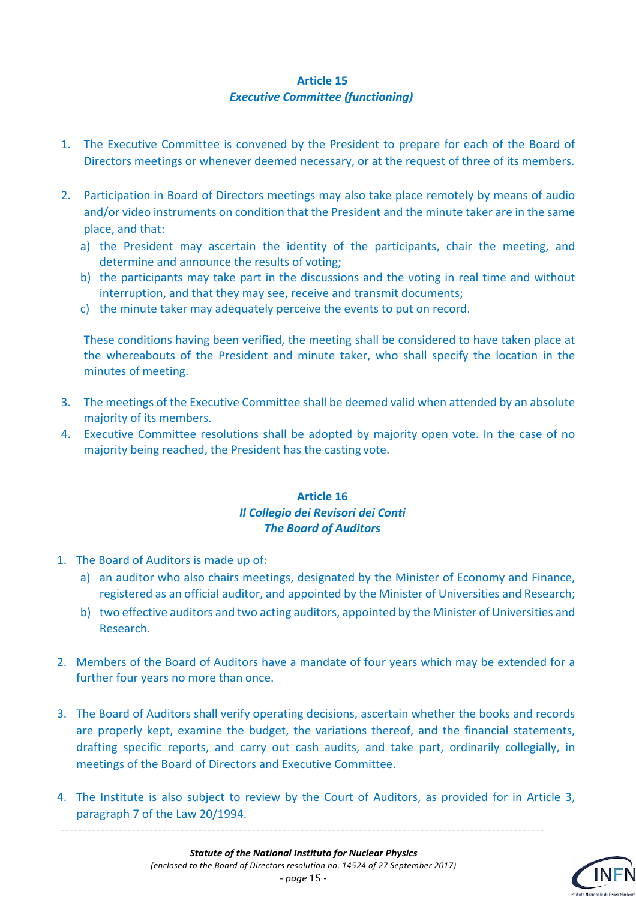## Article 15
### *Executive Committee (functioning)*

1. The Executive Committee is convened by the President to prepare for each of the Board of Directors meetings or whenever deemed necessary, or at the request of three of its members.

2. Participation in Board of Directors meetings may also take place remotely by means of audio and/or video instruments on condition that the President and the minute taker are in the same place, and that:
   a) the President may ascertain the identity of the participants, chair the meeting, and determine and announce the results of voting;
   b) the participants may take part in the discussions and the voting in real time and without interruption, and that they may see, receive and transmit documents;
   c) the minute taker may adequately perceive the events to put on record.

   These conditions having been verified, the meeting shall be considered to have taken place at the whereabouts of the President and minute taker, who shall specify the location in the minutes of meeting.

3. The meetings of the Executive Committee shall be deemed valid when attended by an absolute majority of its members.
4. Executive Committee resolutions shall be adopted by majority open vote. In the case of no majority being reached, the President has the casting vote.

## Article 16
### *Il Collegio dei Revisori dei Conti*
### *The Board of Auditors*

1. The Board of Auditors is made up of:
   a) an auditor who also chairs meetings, designated by the Minister of Economy and Finance, registered as an official auditor, and appointed by the Minister of Universities and Research;
   b) two effective auditors and two acting auditors, appointed by the Minister of Universities and Research.

2. Members of the Board of Auditors have a mandate of four years which may be extended for a further four years no more than once.

3. The Board of Auditors shall verify operating decisions, ascertain whether the books and records are properly kept, examine the budget, the variations thereof, and the financial statements, drafting specific reports, and carry out cash audits, and take part, ordinarily collegially, in meetings of the Board of Directors and Executive Committee.

4. The Institute is also subject to review by the Court of Auditors, as provided for in Article 3, paragraph 7 of the Law 20/1994.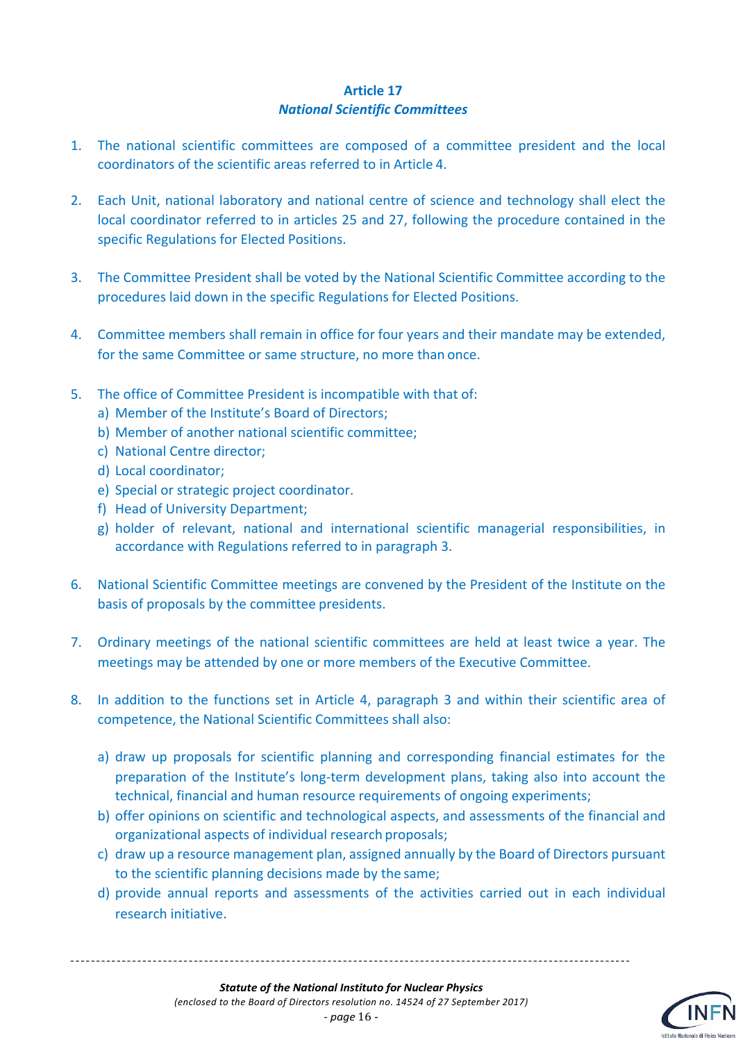### Article 17
### *National Scientific Committees*

1. The national scientific committees are composed of a committee president and the local coordinators of the scientific areas referred to in Article 4.

2. Each Unit, national laboratory and national centre of science and technology shall elect the local coordinator referred to in articles 25 and 27, following the procedure contained in the specific Regulations for Elected Positions.

3. The Committee President shall be voted by the National Scientific Committee according to the procedures laid down in the specific Regulations for Elected Positions.

4. Committee members shall remain in office for four years and their mandate may be extended, for the same Committee or same structure, no more than once.

5. The office of Committee President is incompatible with that of:
   a) Member of the Institute's Board of Directors;
   b) Member of another national scientific committee;
   c) National Centre director;
   d) Local coordinator;
   e) Special or strategic project coordinator.
   f) Head of University Department;
   g) holder of relevant, national and international scientific managerial responsibilities, in accordance with Regulations referred to in paragraph 3.

6. National Scientific Committee meetings are convened by the President of the Institute on the basis of proposals by the committee presidents.

7. Ordinary meetings of the national scientific committees are held at least twice a year. The meetings may be attended by one or more members of the Executive Committee.

8. In addition to the functions set in Article 4, paragraph 3 and within their scientific area of competence, the National Scientific Committees shall also:

   a) draw up proposals for scientific planning and corresponding financial estimates for the preparation of the Institute's long-term development plans, taking also into account the technical, financial and human resource requirements of ongoing experiments;
   b) offer opinions on scientific and technological aspects, and assessments of the financial and organizational aspects of individual research proposals;
   c) draw up a resource management plan, assigned annually by the Board of Directors pursuant to the scientific planning decisions made by the same;
   d) provide annual reports and assessments of the activities carried out in each individual research initiative.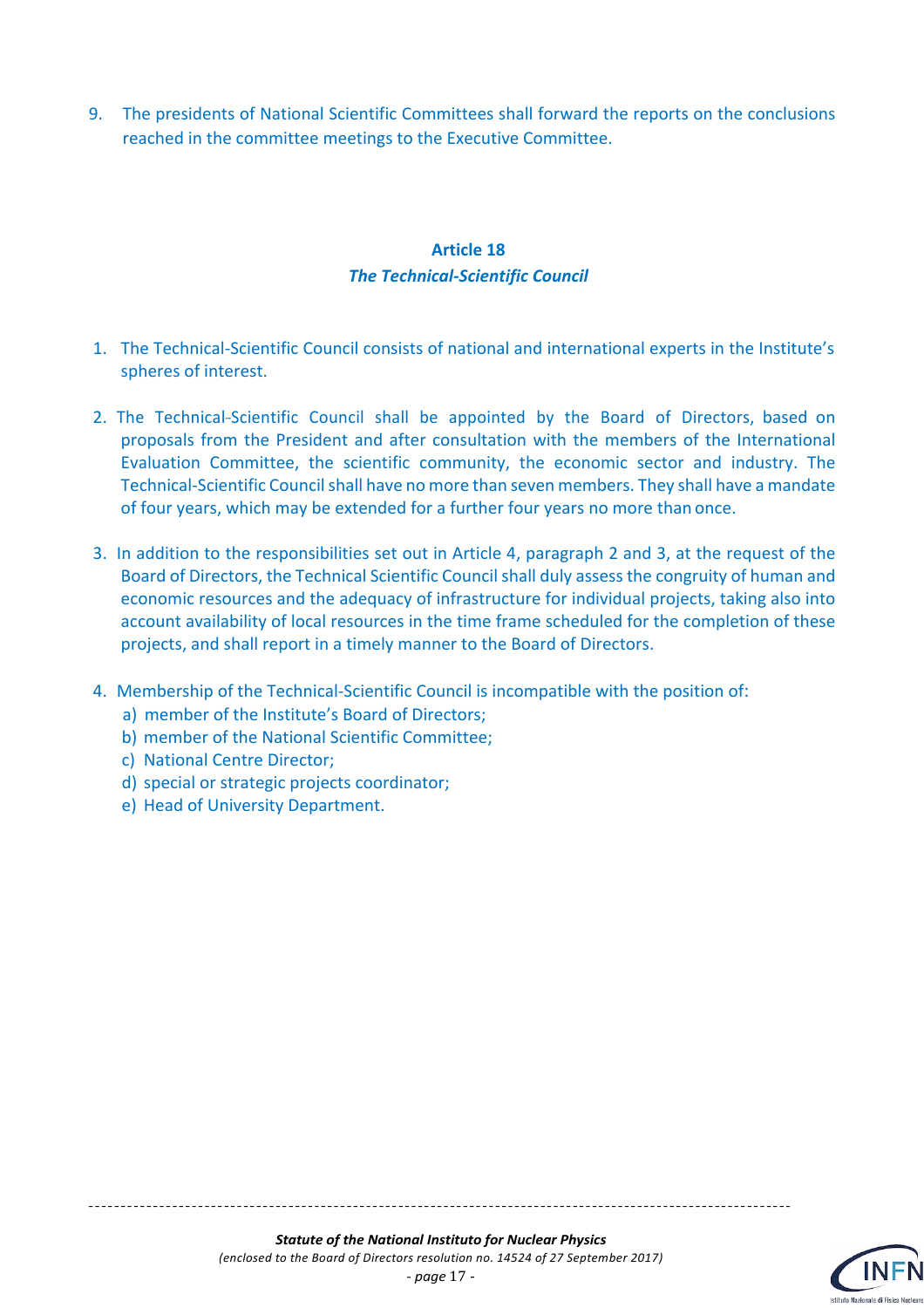9. The presidents of National Scientific Committees shall forward the reports on the conclusions reached in the committee meetings to the Executive Committee.

## Article 18
### *The Technical-Scientific Council*

1. The Technical-Scientific Council consists of national and international experts in the Institute's spheres of interest.

2. The Technical-Scientific Council shall be appointed by the Board of Directors, based on proposals from the President and after consultation with the members of the International Evaluation Committee, the scientific community, the economic sector and industry. The Technical-Scientific Council shall have no more than seven members. They shall have a mandate of four years, which may be extended for a further four years no more than once.

3. In addition to the responsibilities set out in Article 4, paragraph 2 and 3, at the request of the Board of Directors, the Technical Scientific Council shall duly assess the congruity of human and economic resources and the adequacy of infrastructure for individual projects, taking also into account availability of local resources in the time frame scheduled for the completion of these projects, and shall report in a timely manner to the Board of Directors.

4. Membership of the Technical-Scientific Council is incompatible with the position of:
   a) member of the Institute's Board of Directors;
   b) member of the National Scientific Committee;
   c) National Centre Director;
   d) special or strategic projects coordinator;
   e) Head of University Department.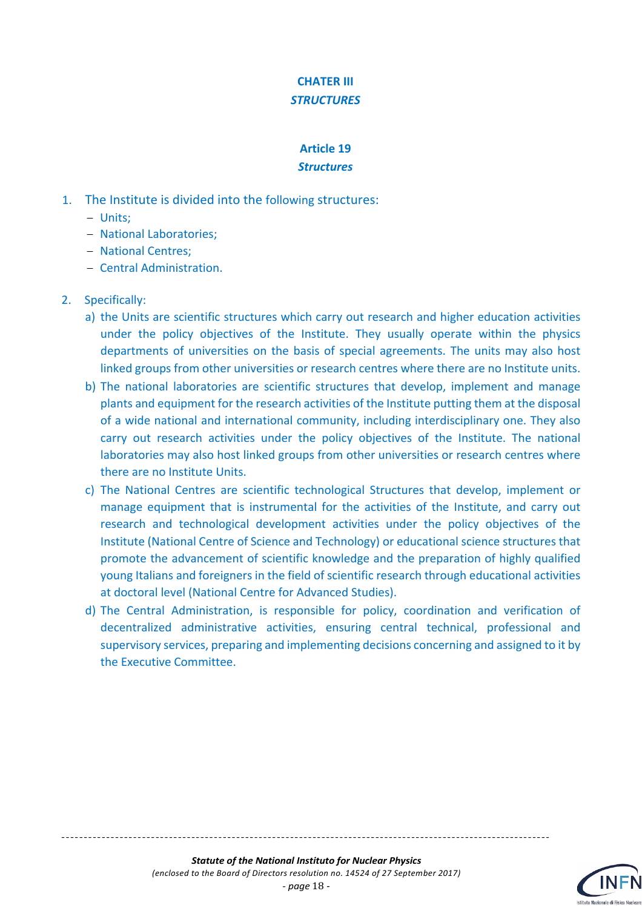# CHATER III
## *STRUCTURES*

### Article 19
### *Structures*

1. The Institute is divided into the following structures:
   - Units;
   - National Laboratories;
   - National Centres;
   - Central Administration.

2. Specifically:
   a) the Units are scientific structures which carry out research and higher education activities under the policy objectives of the Institute. They usually operate within the physics departments of universities on the basis of special agreements. The units may also host linked groups from other universities or research centres where there are no Institute units.
   b) The national laboratories are scientific structures that develop, implement and manage plants and equipment for the research activities of the Institute putting them at the disposal of a wide national and international community, including interdisciplinary one. They also carry out research activities under the policy objectives of the Institute. The national laboratories may also host linked groups from other universities or research centres where there are no Institute Units.
   c) The National Centres are scientific technological Structures that develop, implement or manage equipment that is instrumental for the activities of the Institute, and carry out research and technological development activities under the policy objectives of the Institute (National Centre of Science and Technology) or educational science structures that promote the advancement of scientific knowledge and the preparation of highly qualified young Italians and foreigners in the field of scientific research through educational activities at doctoral level (National Centre for Advanced Studies).
   d) The Central Administration, is responsible for policy, coordination and verification of decentralized administrative activities, ensuring central technical, professional and supervisory services, preparing and implementing decisions concerning and assigned to it by the Executive Committee.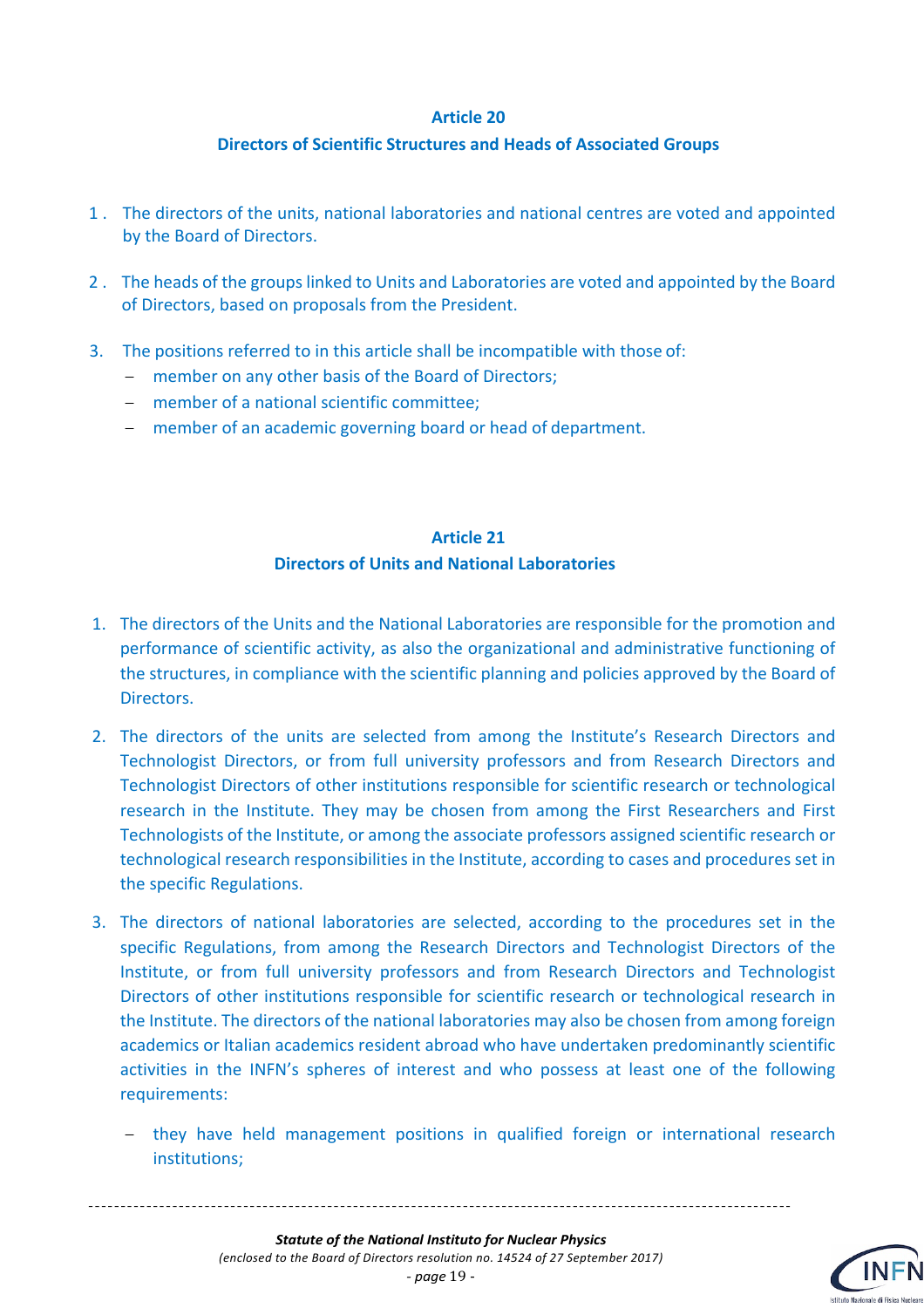## Article 20

## Directors of Scientific Structures and Heads of Associated Groups

1. The directors of the units, national laboratories and national centres are voted and appointed by the Board of Directors.

2. The heads of the groups linked to Units and Laboratories are voted and appointed by the Board of Directors, based on proposals from the President.

3. The positions referred to in this article shall be incompatible with those of:
   - member on any other basis of the Board of Directors;
   - member of a national scientific committee;
   - member of an academic governing board or head of department.

## Article 21

## Directors of Units and National Laboratories

1. The directors of the Units and the National Laboratories are responsible for the promotion and performance of scientific activity, as also the organizational and administrative functioning of the structures, in compliance with the scientific planning and policies approved by the Board of Directors.

2. The directors of the units are selected from among the Institute's Research Directors and Technologist Directors, or from full university professors and from Research Directors and Technologist Directors of other institutions responsible for scientific research or technological research in the Institute. They may be chosen from among the First Researchers and First Technologists of the Institute, or among the associate professors assigned scientific research or technological research responsibilities in the Institute, according to cases and procedures set in the specific Regulations.

3. The directors of national laboratories are selected, according to the procedures set in the specific Regulations, from among the Research Directors and Technologist Directors of the Institute, or from full university professors and from Research Directors and Technologist Directors of other institutions responsible for scientific research or technological research in the Institute. The directors of the national laboratories may also be chosen from among foreign academics or Italian academics resident abroad who have undertaken predominantly scientific activities in the INFN's spheres of interest and who possess at least one of the following requirements:
   - they have held management positions in qualified foreign or international research institutions;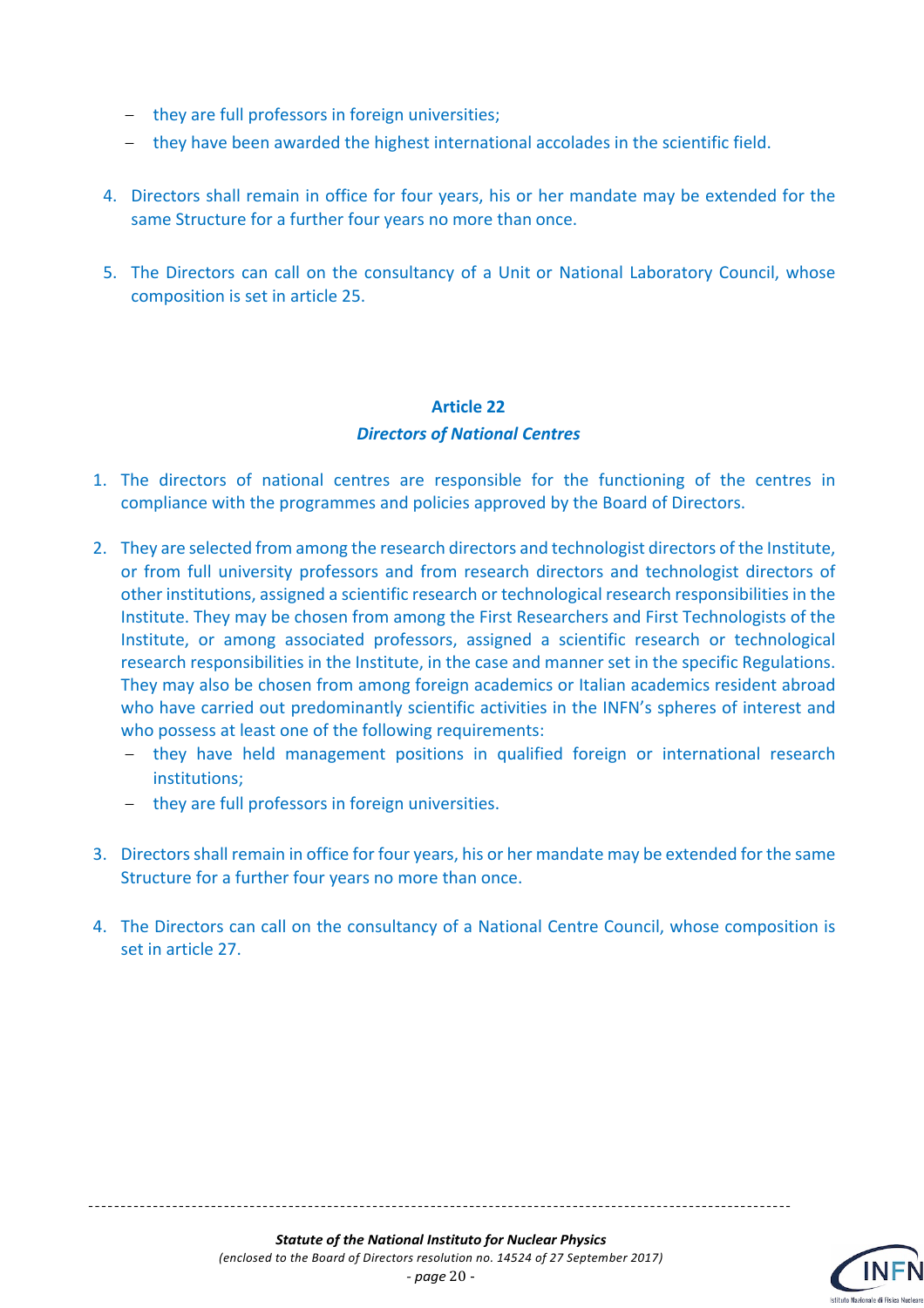- they are full professors in foreign universities;
- they have been awarded the highest international accolades in the scientific field.

4. Directors shall remain in office for four years, his or her mandate may be extended for the same Structure for a further four years no more than once.

5. The Directors can call on the consultancy of a Unit or National Laboratory Council, whose composition is set in article 25.

### Article 22

#### *Directors of National Centres*

1. The directors of national centres are responsible for the functioning of the centres in compliance with the programmes and policies approved by the Board of Directors.

2. They are selected from among the research directors and technologist directors of the Institute, or from full university professors and from research directors and technologist directors of other institutions, assigned a scientific research or technological research responsibilities in the Institute. They may be chosen from among the First Researchers and First Technologists of the Institute, or among associated professors, assigned a scientific research or technological research responsibilities in the Institute, in the case and manner set in the specific Regulations. They may also be chosen from among foreign academics or Italian academics resident abroad who have carried out predominantly scientific activities in the INFN's spheres of interest and who possess at least one of the following requirements:
   - they have held management positions in qualified foreign or international research institutions;
   - they are full professors in foreign universities.

3. Directors shall remain in office for four years, his or her mandate may be extended for the same Structure for a further four years no more than once.

4. The Directors can call on the consultancy of a National Centre Council, whose composition is set in article 27.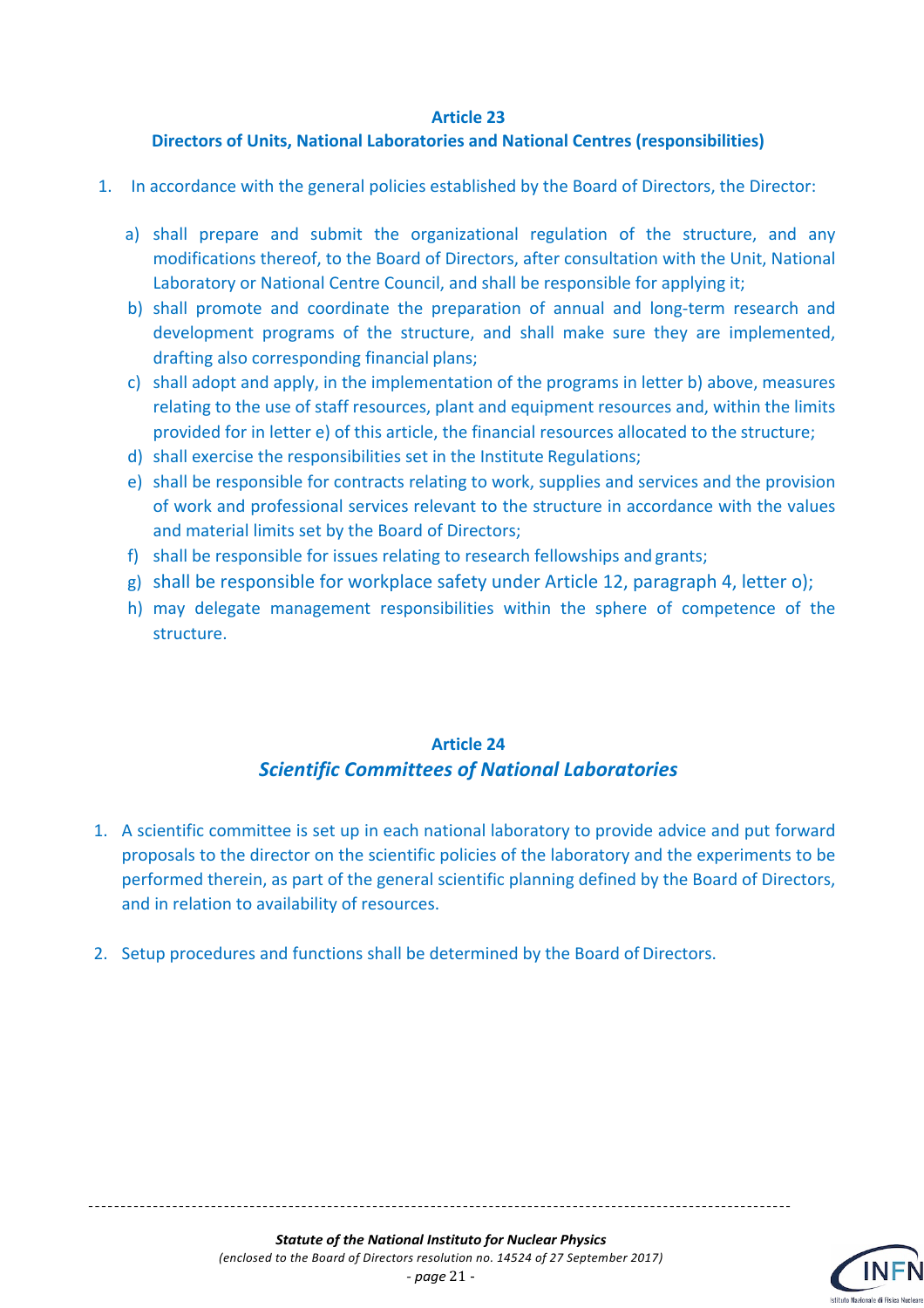## Article 23

## Directors of Units, National Laboratories and National Centres (responsibilities)

1. In accordance with the general policies established by the Board of Directors, the Director:

   a) shall prepare and submit the organizational regulation of the structure, and any modifications thereof, to the Board of Directors, after consultation with the Unit, National Laboratory or National Centre Council, and shall be responsible for applying it;
   b) shall promote and coordinate the preparation of annual and long-term research and development programs of the structure, and shall make sure they are implemented, drafting also corresponding financial plans;
   c) shall adopt and apply, in the implementation of the programs in letter b) above, measures relating to the use of staff resources, plant and equipment resources and, within the limits provided for in letter e) of this article, the financial resources allocated to the structure;
   d) shall exercise the responsibilities set in the Institute Regulations;
   e) shall be responsible for contracts relating to work, supplies and services and the provision of work and professional services relevant to the structure in accordance with the values and material limits set by the Board of Directors;
   f) shall be responsible for issues relating to research fellowships and grants;
   g) shall be responsible for workplace safety under Article 12, paragraph 4, letter o);
   h) may delegate management responsibilities within the sphere of competence of the structure.

## Article 24

## *Scientific Committees of National Laboratories*

1. A scientific committee is set up in each national laboratory to provide advice and put forward proposals to the director on the scientific policies of the laboratory and the experiments to be performed therein, as part of the general scientific planning defined by the Board of Directors, and in relation to availability of resources.

2. Setup procedures and functions shall be determined by the Board of Directors.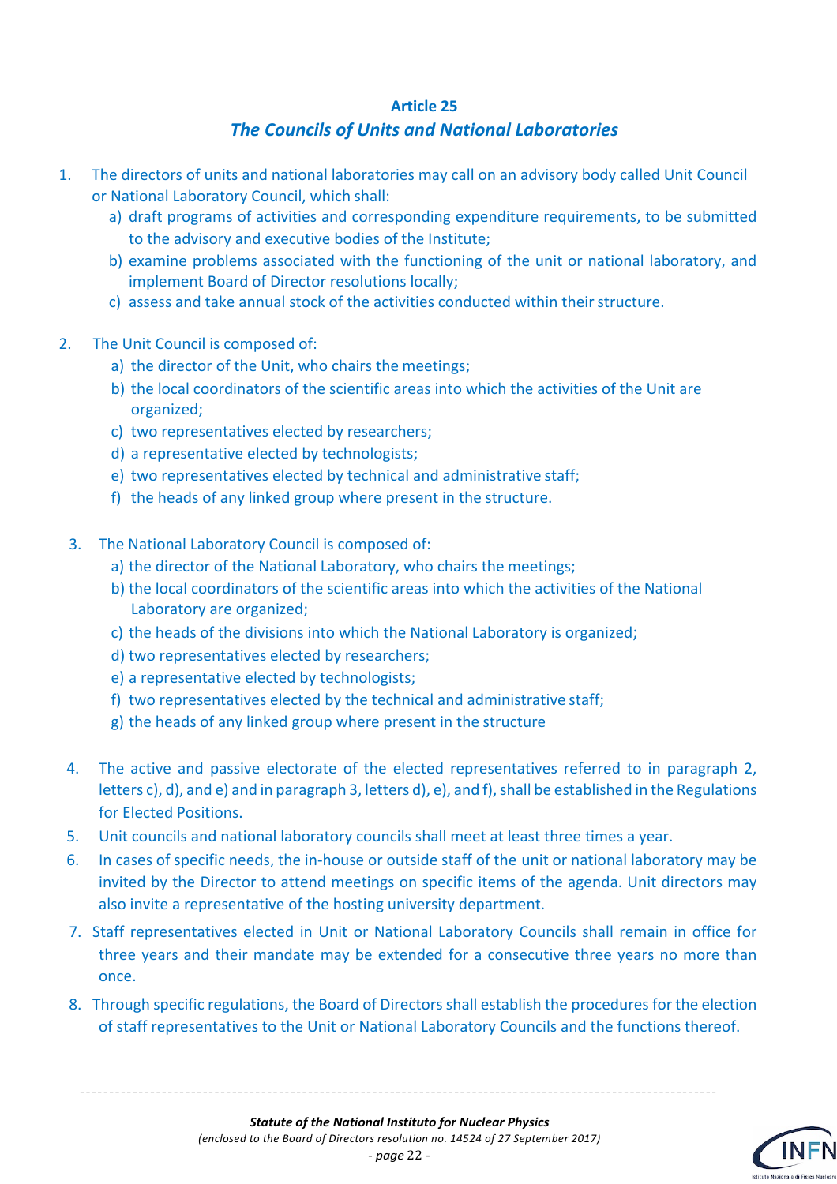## Article 25

### *The Councils of Units and National Laboratories*

1. The directors of units and national laboratories may call on an advisory body called Unit Council or National Laboratory Council, which shall:
   a) draft programs of activities and corresponding expenditure requirements, to be submitted to the advisory and executive bodies of the Institute;
   b) examine problems associated with the functioning of the unit or national laboratory, and implement Board of Director resolutions locally;
   c) assess and take annual stock of the activities conducted within their structure.

2. The Unit Council is composed of:
   a) the director of the Unit, who chairs the meetings;
   b) the local coordinators of the scientific areas into which the activities of the Unit are organized;
   c) two representatives elected by researchers;
   d) a representative elected by technologists;
   e) two representatives elected by technical and administrative staff;
   f) the heads of any linked group where present in the structure.

3. The National Laboratory Council is composed of:
   a) the director of the National Laboratory, who chairs the meetings;
   b) the local coordinators of the scientific areas into which the activities of the National Laboratory are organized;
   c) the heads of the divisions into which the National Laboratory is organized;
   d) two representatives elected by researchers;
   e) a representative elected by technologists;
   f) two representatives elected by the technical and administrative staff;
   g) the heads of any linked group where present in the structure

4. The active and passive electorate of the elected representatives referred to in paragraph 2, letters c), d), and e) and in paragraph 3, letters d), e), and f), shall be established in the Regulations for Elected Positions.
5. Unit councils and national laboratory councils shall meet at least three times a year.
6. In cases of specific needs, the in-house or outside staff of the unit or national laboratory may be invited by the Director to attend meetings on specific items of the agenda. Unit directors may also invite a representative of the hosting university department.
7. Staff representatives elected in Unit or National Laboratory Councils shall remain in office for three years and their mandate may be extended for a consecutive three years no more than once.
8. Through specific regulations, the Board of Directors shall establish the procedures for the election of staff representatives to the Unit or National Laboratory Councils and the functions thereof.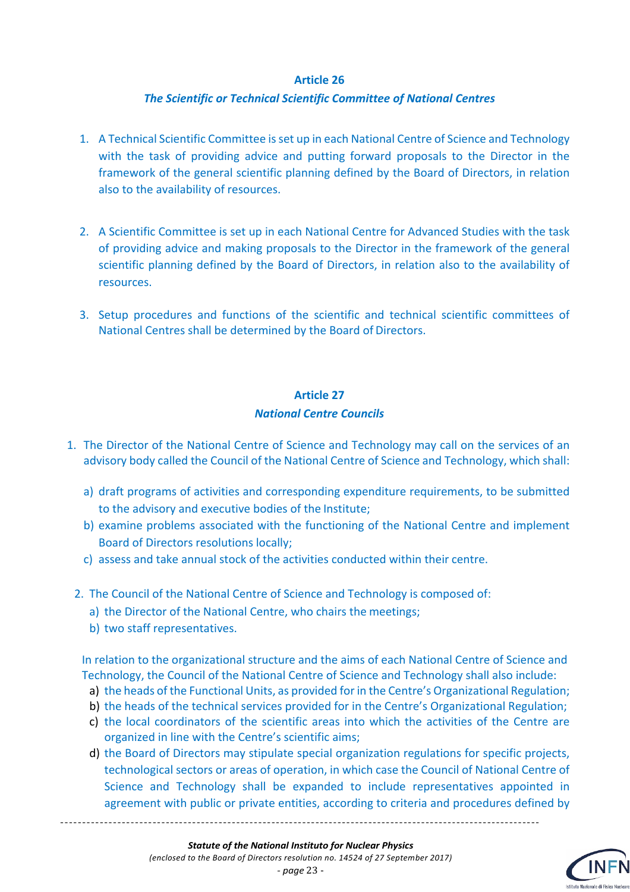## Article 26

### *The Scientific or Technical Scientific Committee of National Centres*

1. A Technical Scientific Committee is set up in each National Centre of Science and Technology with the task of providing advice and putting forward proposals to the Director in the framework of the general scientific planning defined by the Board of Directors, in relation also to the availability of resources.

2. A Scientific Committee is set up in each National Centre for Advanced Studies with the task of providing advice and making proposals to the Director in the framework of the general scientific planning defined by the Board of Directors, in relation also to the availability of resources.

3. Setup procedures and functions of the scientific and technical scientific committees of National Centres shall be determined by the Board of Directors.

## Article 27

### *National Centre Councils*

1. The Director of the National Centre of Science and Technology may call on the services of an advisory body called the Council of the National Centre of Science and Technology, which shall:
   a) draft programs of activities and corresponding expenditure requirements, to be submitted to the advisory and executive bodies of the Institute;
   b) examine problems associated with the functioning of the National Centre and implement Board of Directors resolutions locally;
   c) assess and take annual stock of the activities conducted within their centre.

2. The Council of the National Centre of Science and Technology is composed of:
   a) the Director of the National Centre, who chairs the meetings;
   b) two staff representatives.

   In relation to the organizational structure and the aims of each National Centre of Science and Technology, the Council of the National Centre of Science and Technology shall also include:
   a) the heads of the Functional Units, as provided for in the Centre's Organizational Regulation;
   b) the heads of the technical services provided for in the Centre's Organizational Regulation;
   c) the local coordinators of the scientific areas into which the activities of the Centre are organized in line with the Centre's scientific aims;
   d) the Board of Directors may stipulate special organization regulations for specific projects, technological sectors or areas of operation, in which case the Council of National Centre of Science and Technology shall be expanded to include representatives appointed in agreement with public or private entities, according to criteria and procedures defined by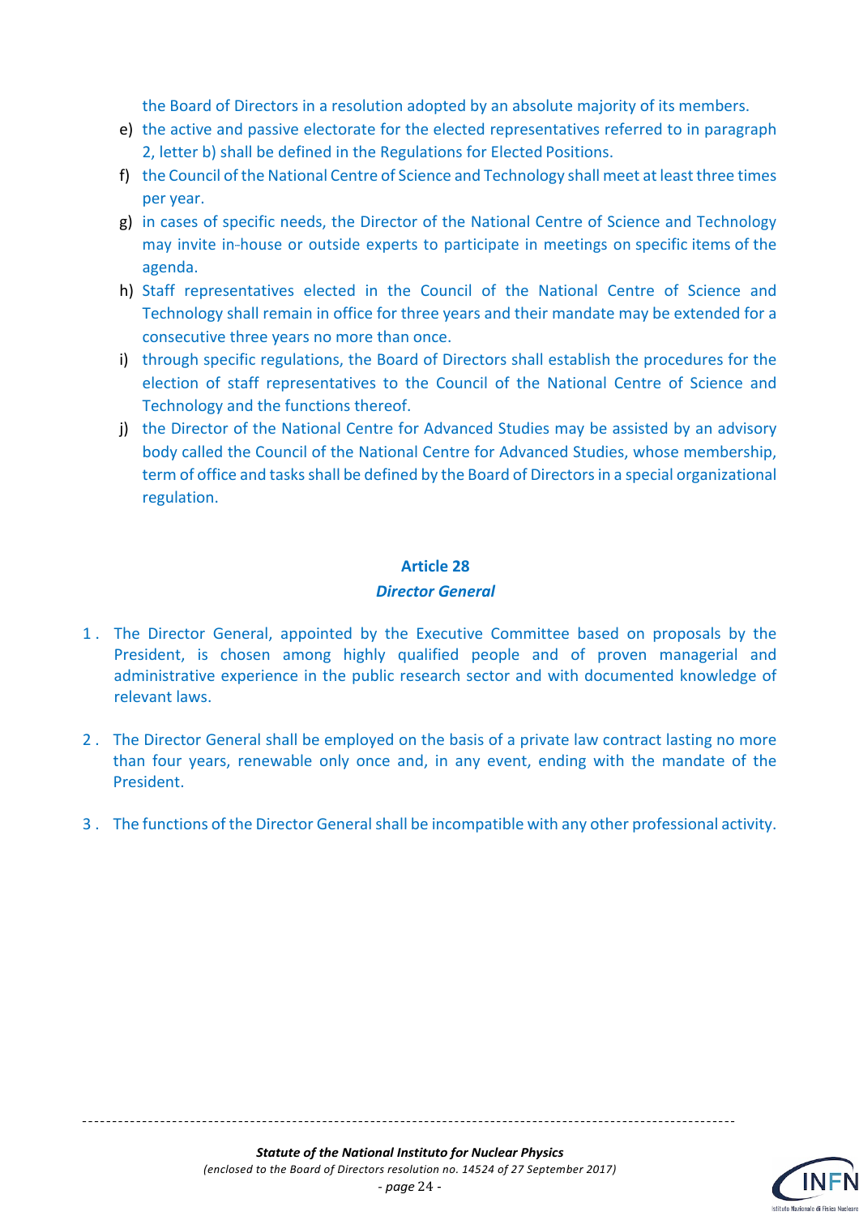the Board of Directors in a resolution adopted by an absolute majority of its members.

e) the active and passive electorate for the elected representatives referred to in paragraph 2, letter b) shall be defined in the Regulations for Elected Positions.
f) the Council of the National Centre of Science and Technology shall meet at least three times per year.
g) in cases of specific needs, the Director of the National Centre of Science and Technology may invite in-house or outside experts to participate in meetings on specific items of the agenda.
h) Staff representatives elected in the Council of the National Centre of Science and Technology shall remain in office for three years and their mandate may be extended for a consecutive three years no more than once.
i) through specific regulations, the Board of Directors shall establish the procedures for the election of staff representatives to the Council of the National Centre of Science and Technology and the functions thereof.
j) the Director of the National Centre for Advanced Studies may be assisted by an advisory body called the Council of the National Centre for Advanced Studies, whose membership, term of office and tasks shall be defined by the Board of Directors in a special organizational regulation.

## Article 28
### *Director General*

1. The Director General, appointed by the Executive Committee based on proposals by the President, is chosen among highly qualified people and of proven managerial and administrative experience in the public research sector and with documented knowledge of relevant laws.

2. The Director General shall be employed on the basis of a private law contract lasting no more than four years, renewable only once and, in any event, ending with the mandate of the President.

3. The functions of the Director General shall be incompatible with any other professional activity.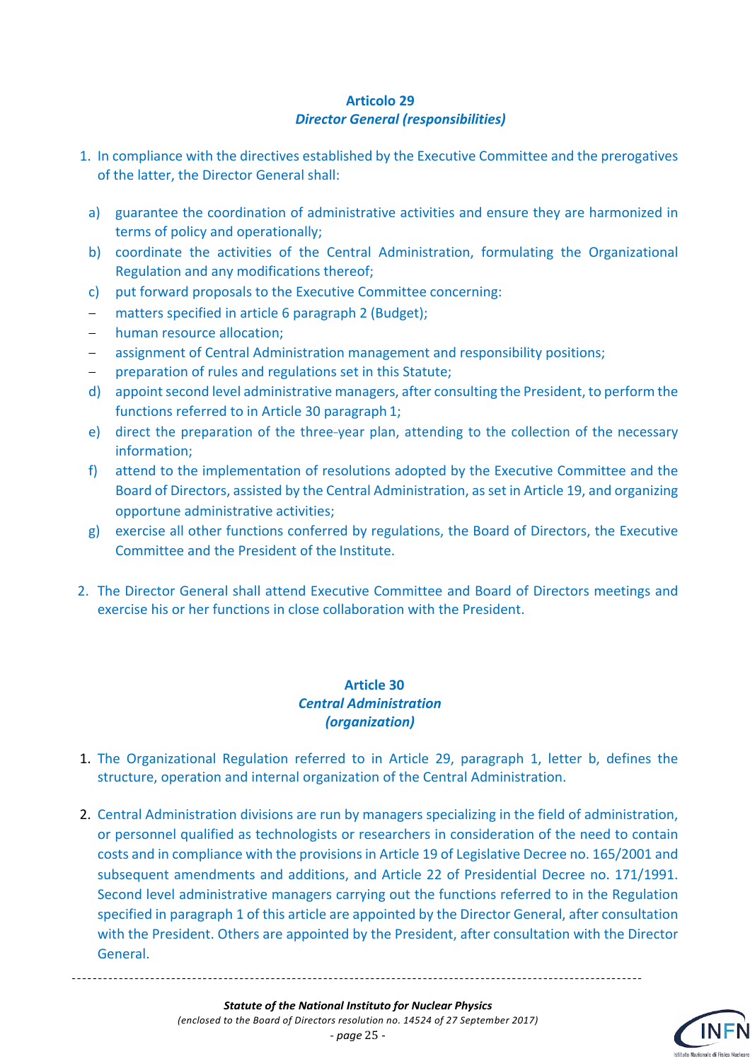### Articolo 29
### *Director General (responsibilities)*

1. In compliance with the directives established by the Executive Committee and the prerogatives of the latter, the Director General shall:

   a) guarantee the coordination of administrative activities and ensure they are harmonized in terms of policy and operationally;
   b) coordinate the activities of the Central Administration, formulating the Organizational Regulation and any modifications thereof;
   c) put forward proposals to the Executive Committee concerning:
      - matters specified in article 6 paragraph 2 (Budget);
      - human resource allocation;
      - assignment of Central Administration management and responsibility positions;
      - preparation of rules and regulations set in this Statute;
   d) appoint second level administrative managers, after consulting the President, to perform the functions referred to in Article 30 paragraph 1;
   e) direct the preparation of the three-year plan, attending to the collection of the necessary information;
   f) attend to the implementation of resolutions adopted by the Executive Committee and the Board of Directors, assisted by the Central Administration, as set in Article 19, and organizing opportune administrative activities;
   g) exercise all other functions conferred by regulations, the Board of Directors, the Executive Committee and the President of the Institute.

2. The Director General shall attend Executive Committee and Board of Directors meetings and exercise his or her functions in close collaboration with the President.

### Article 30
### *Central Administration (organization)*

1. The Organizational Regulation referred to in Article 29, paragraph 1, letter b, defines the structure, operation and internal organization of the Central Administration.

2. Central Administration divisions are run by managers specializing in the field of administration, or personnel qualified as technologists or researchers in consideration of the need to contain costs and in compliance with the provisions in Article 19 of Legislative Decree no. 165/2001 and subsequent amendments and additions, and Article 22 of Presidential Decree no. 171/1991. Second level administrative managers carrying out the functions referred to in the Regulation specified in paragraph 1 of this article are appointed by the Director General, after consultation with the President. Others are appointed by the President, after consultation with the Director General.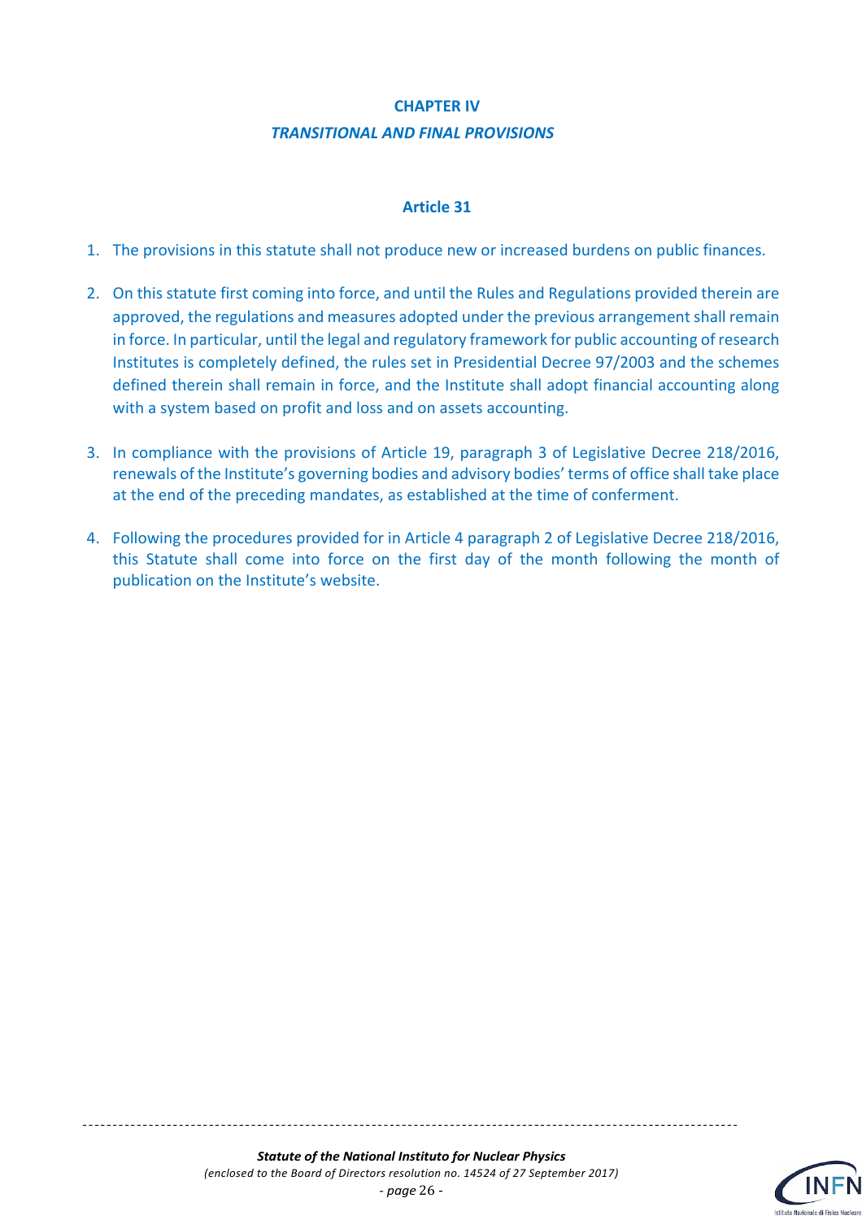## CHAPTER IV

### *TRANSITIONAL AND FINAL PROVISIONS*

### Article 31

1. The provisions in this statute shall not produce new or increased burdens on public finances.

2. On this statute first coming into force, and until the Rules and Regulations provided therein are approved, the regulations and measures adopted under the previous arrangement shall remain in force. In particular, until the legal and regulatory framework for public accounting of research Institutes is completely defined, the rules set in Presidential Decree 97/2003 and the schemes defined therein shall remain in force, and the Institute shall adopt financial accounting along with a system based on profit and loss and on assets accounting.

3. In compliance with the provisions of Article 19, paragraph 3 of Legislative Decree 218/2016, renewals of the Institute's governing bodies and advisory bodies' terms of office shall take place at the end of the preceding mandates, as established at the time of conferment.

4. Following the procedures provided for in Article 4 paragraph 2 of Legislative Decree 218/2016, this Statute shall come into force on the first day of the month following the month of publication on the Institute's website.